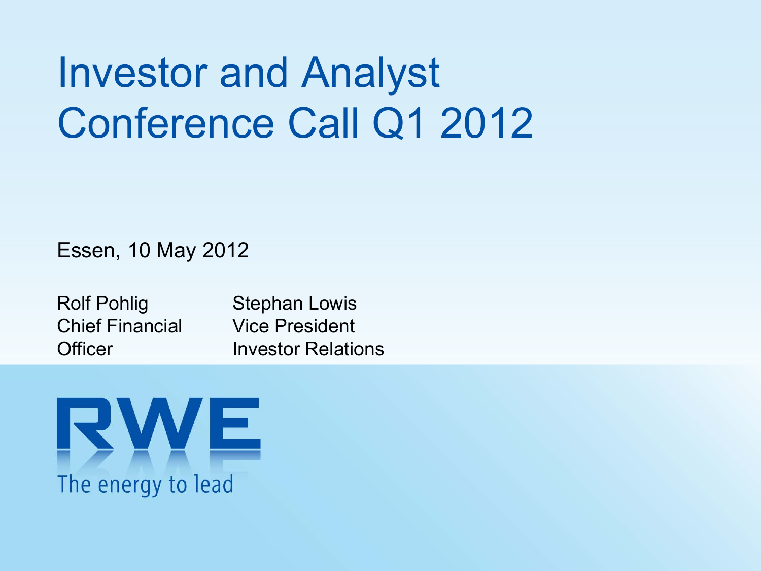# Investor and Analyst Conference Call Q1 2012

Essen, 10 May 2012

Rolf Pohlig
Chief Financial Officer

Stephan Lowis
Vice President
Investor Relations

RWE
The energy to lead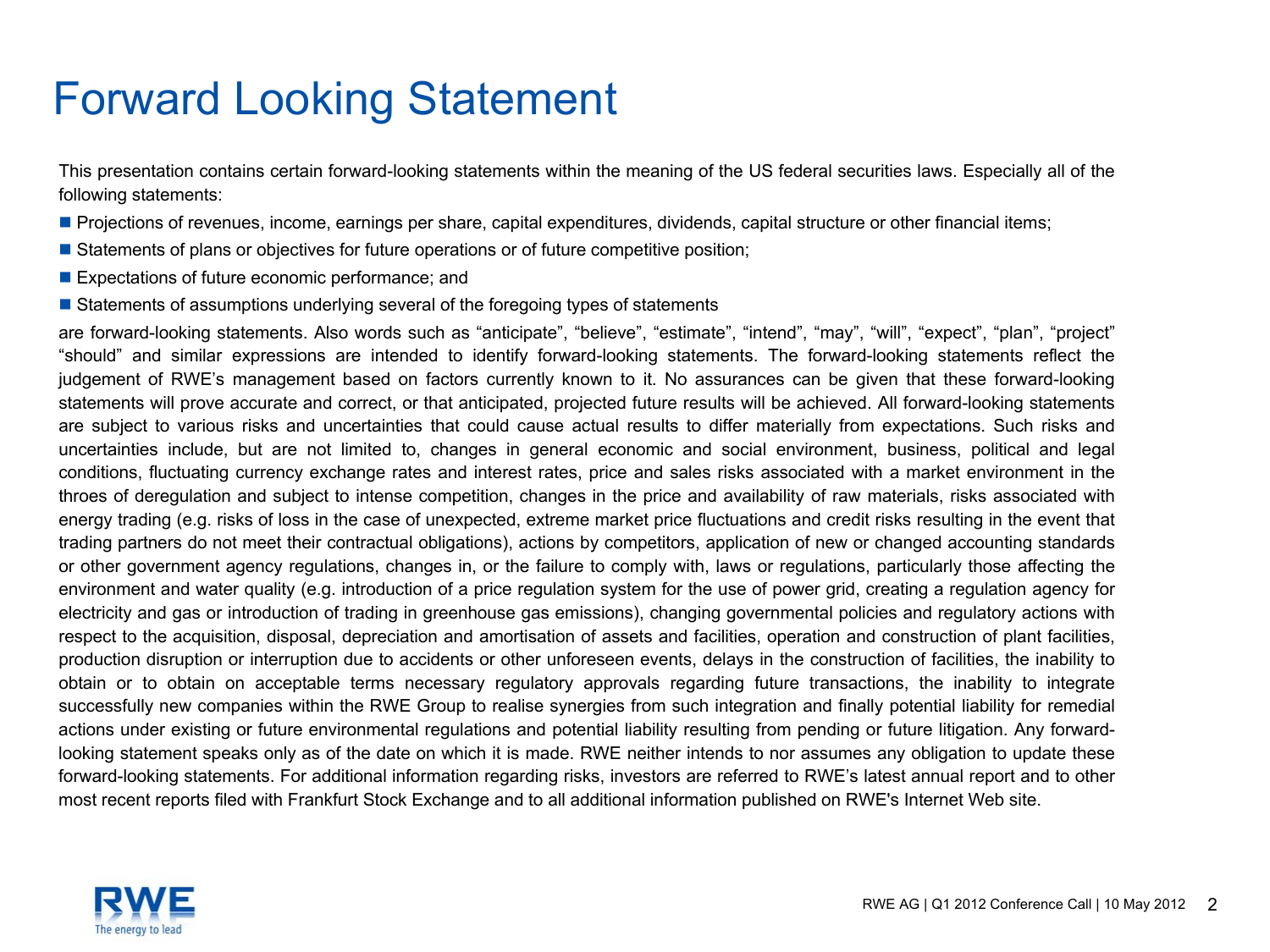# Forward Looking Statement

This presentation contains certain forward-looking statements within the meaning of the US federal securities laws. Especially all of the following statements:

- Projections of revenues, income, earnings per share, capital expenditures, dividends, capital structure or other financial items;
- Statements of plans or objectives for future operations or of future competitive position;
- Expectations of future economic performance; and
- Statements of assumptions underlying several of the foregoing types of statements

are forward-looking statements. Also words such as “anticipate”, “believe”, “estimate”, “intend”, “may”, “will”, “expect”, “plan”, “project” “should” and similar expressions are intended to identify forward-looking statements. The forward-looking statements reflect the judgement of RWE’s management based on factors currently known to it. No assurances can be given that these forward-looking statements will prove accurate and correct, or that anticipated, projected future results will be achieved. All forward-looking statements are subject to various risks and uncertainties that could cause actual results to differ materially from expectations. Such risks and uncertainties include, but are not limited to, changes in general economic and social environment, business, political and legal conditions, fluctuating currency exchange rates and interest rates, price and sales risks associated with a market environment in the throes of deregulation and subject to intense competition, changes in the price and availability of raw materials, risks associated with energy trading (e.g. risks of loss in the case of unexpected, extreme market price fluctuations and credit risks resulting in the event that trading partners do not meet their contractual obligations), actions by competitors, application of new or changed accounting standards or other government agency regulations, changes in, or the failure to comply with, laws or regulations, particularly those affecting the environment and water quality (e.g. introduction of a price regulation system for the use of power grid, creating a regulation agency for electricity and gas or introduction of trading in greenhouse gas emissions), changing governmental policies and regulatory actions with respect to the acquisition, disposal, depreciation and amortisation of assets and facilities, operation and construction of plant facilities, production disruption or interruption due to accidents or other unforeseen events, delays in the construction of facilities, the inability to obtain or to obtain on acceptable terms necessary regulatory approvals regarding future transactions, the inability to integrate successfully new companies within the RWE Group to realise synergies from such integration and finally potential liability for remedial actions under existing or future environmental regulations and potential liability resulting from pending or future litigation. Any forward-looking statement speaks only as of the date on which it is made. RWE neither intends to nor assumes any obligation to update these forward-looking statements. For additional information regarding risks, investors are referred to RWE’s latest annual report and to other most recent reports filed with Frankfurt Stock Exchange and to all additional information published on RWE's Internet Web site.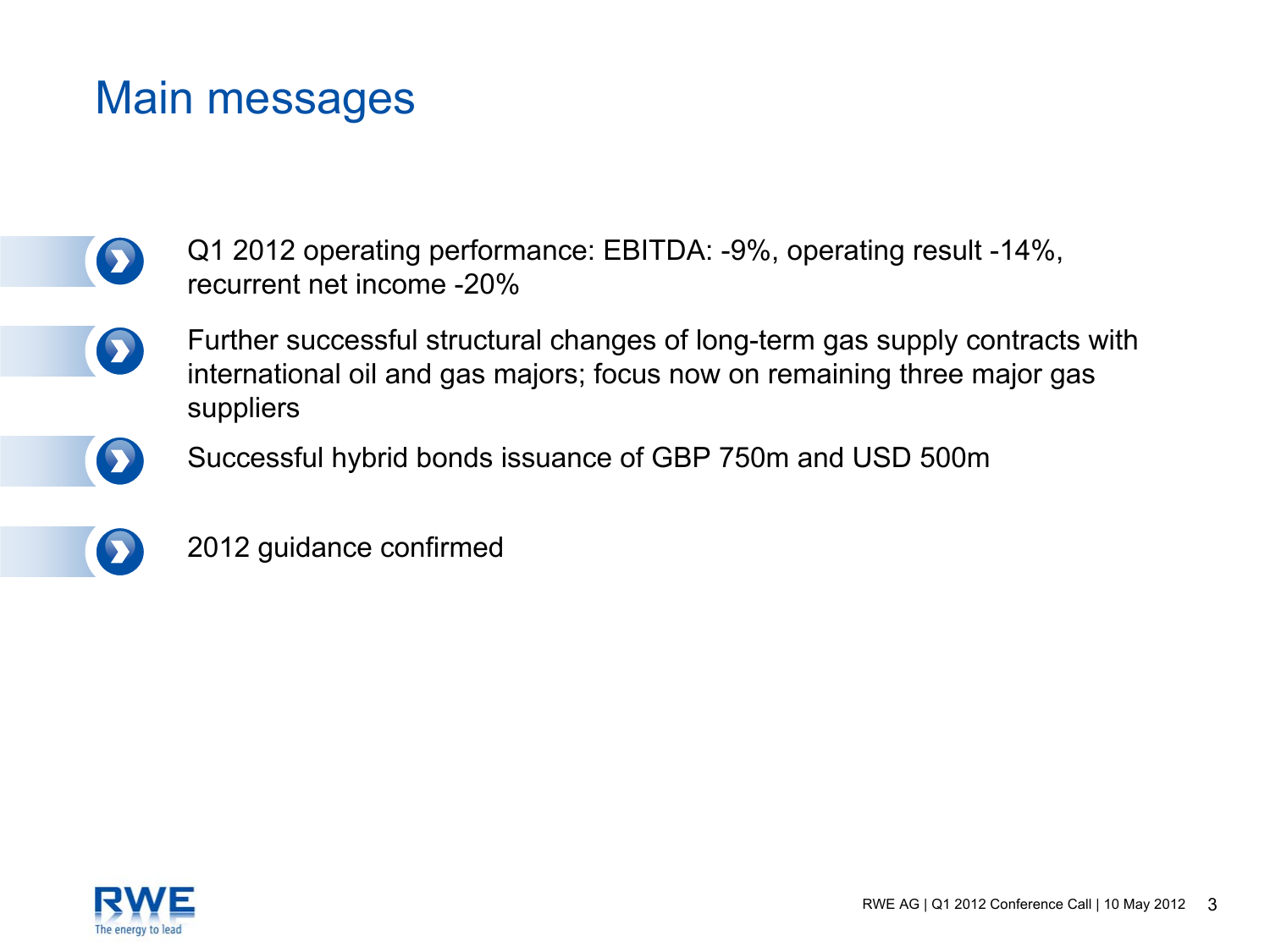# Main messages

- Q1 2012 operating performance: EBITDA: -9%, operating result -14%, recurrent net income -20%
- Further successful structural changes of long-term gas supply contracts with international oil and gas majors; focus now on remaining three major gas suppliers
- Successful hybrid bonds issuance of GBP 750m and USD 500m
- 2012 guidance confirmed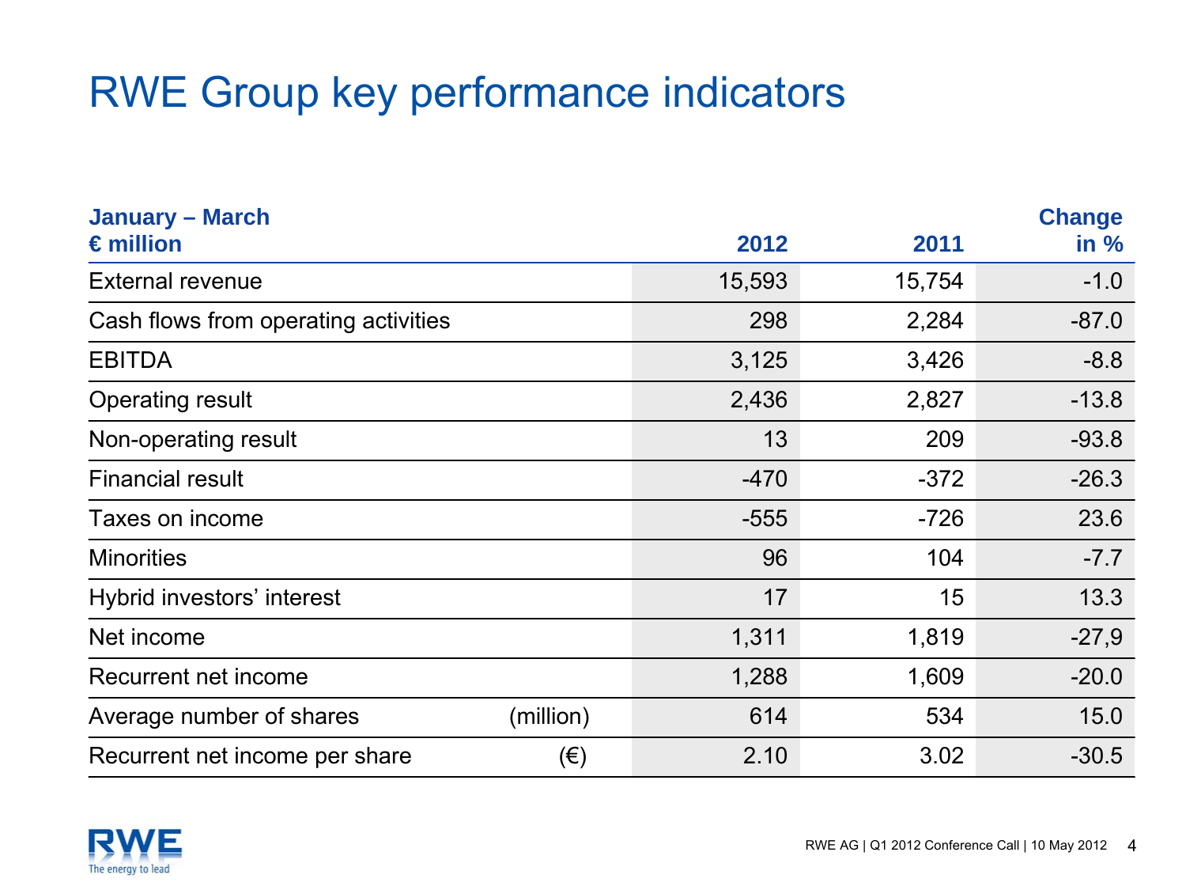# RWE Group key performance indicators

| January – March<br>€ million | | 2012 | 2011 | Change in % |
|---|---|---|---|---|
| External revenue | | 15,593 | 15,754 | -1.0 |
| Cash flows from operating activities | | 298 | 2,284 | -87.0 |
| EBITDA | | 3,125 | 3,426 | -8.8 |
| Operating result | | 2,436 | 2,827 | -13.8 |
| Non-operating result | | 13 | 209 | -93.8 |
| Financial result | | -470 | -372 | -26.3 |
| Taxes on income | | -555 | -726 | 23.6 |
| Minorities | | 96 | 104 | -7.7 |
| Hybrid investors' interest | | 17 | 15 | 13.3 |
| Net income | | 1,311 | 1,819 | -27,9 |
| Recurrent net income | | 1,288 | 1,609 | -20.0 |
| Average number of shares | (million) | 614 | 534 | 15.0 |
| Recurrent net income per share | (€) | 2.10 | 3.02 | -30.5 |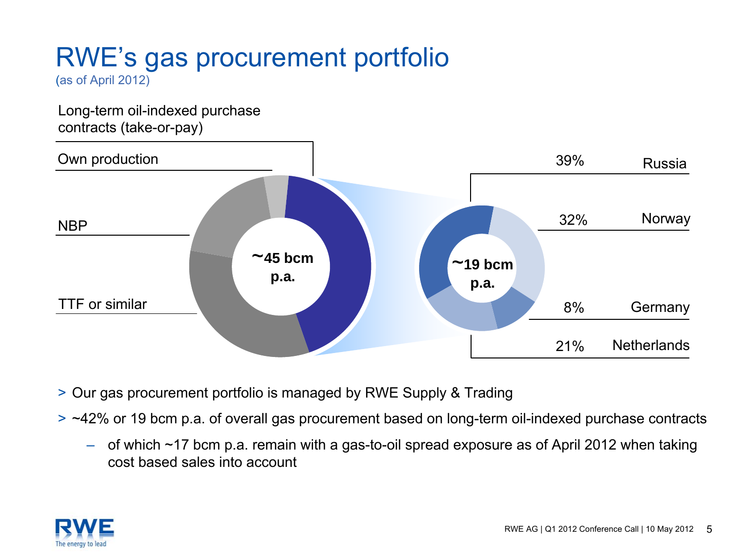# RWE's gas procurement portfolio

(as of April 2012)

Long-term oil-indexed purchase contracts (take-or-pay)

Own production

NBP

TTF or similar

~45 bcm p.a.

~19 bcm p.a.

39% Russia

32% Norway

8% Germany

21% Netherlands

- Our gas procurement portfolio is managed by RWE Supply & Trading
- ~42% or 19 bcm p.a. of overall gas procurement based on long-term oil-indexed purchase contracts
  - of which ~17 bcm p.a. remain with a gas-to-oil spread exposure as of April 2012 when taking cost based sales into account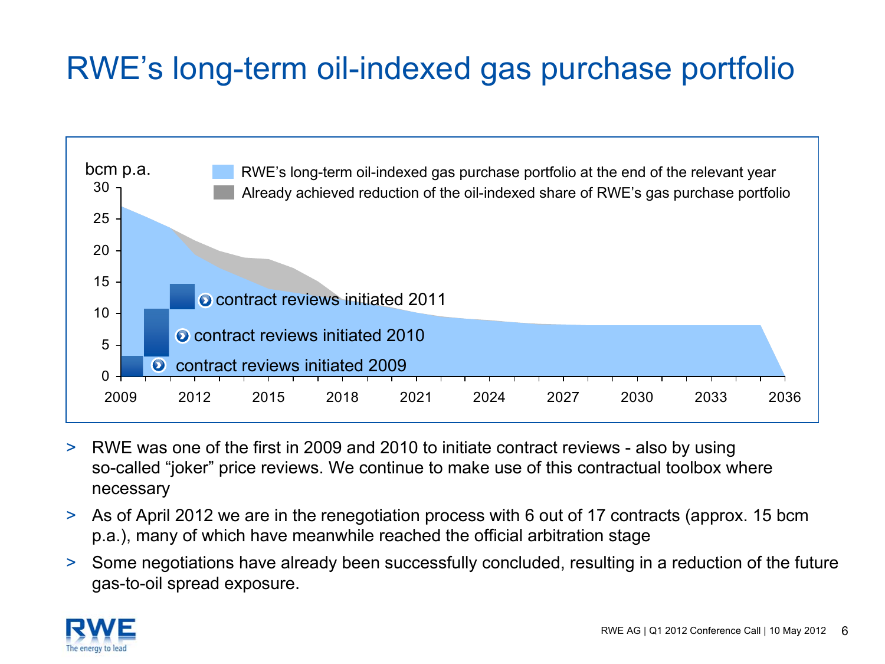# RWE's long-term oil-indexed gas purchase portfolio

bcm p.a.

RWE's long-term oil-indexed gas purchase portfolio at the end of the relevant year

Already achieved reduction of the oil-indexed share of RWE's gas purchase portfolio

30
25
20
15
10
5
0

2009 2012 2015 2018 2021 2024 2027 2030 2033 2036

contract reviews initiated 2011

contract reviews initiated 2010

contract reviews initiated 2009

- RWE was one of the first in 2009 and 2010 to initiate contract reviews - also by using so-called "joker" price reviews. We continue to make use of this contractual toolbox where necessary
- As of April 2012 we are in the renegotiation process with 6 out of 17 contracts (approx. 15 bcm p.a.), many of which have meanwhile reached the official arbitration stage
- Some negotiations have already been successfully concluded, resulting in a reduction of the future gas-to-oil spread exposure.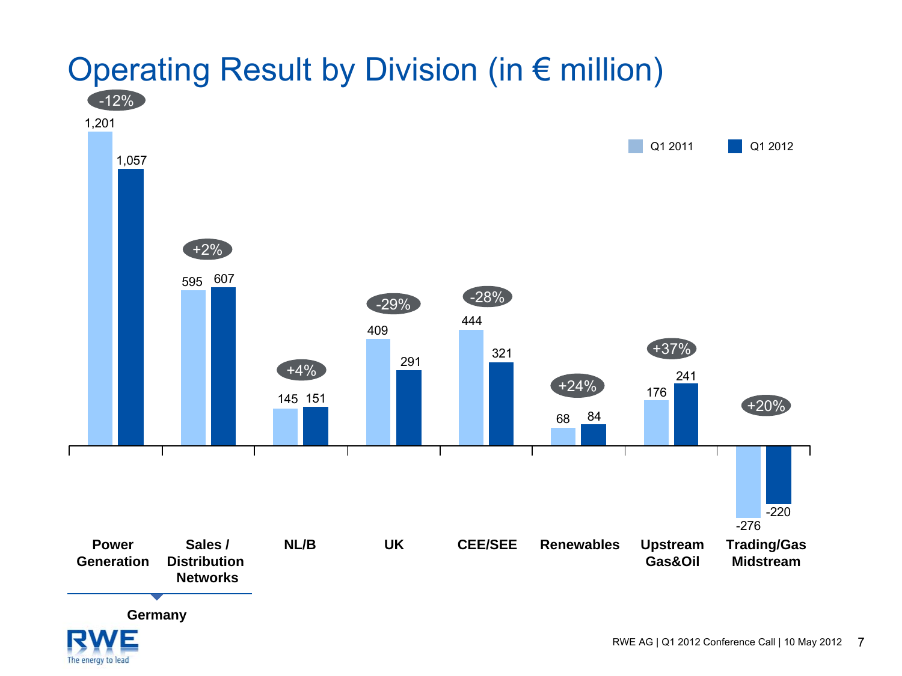# Operating Result by Division (in € million)

Q1 2011
Q1 2012

Power Generation
-12%
1,201
1,057

Sales / Distribution Networks
+2%
595
607

Germany

NL/B
+4%
145
151

UK
-29%
409
291

CEE/SEE
-28%
444
321

Renewables
+24%
68
84

Upstream Gas&Oil
+37%
176
241

Trading/Gas Midstream
+20%
-276
-220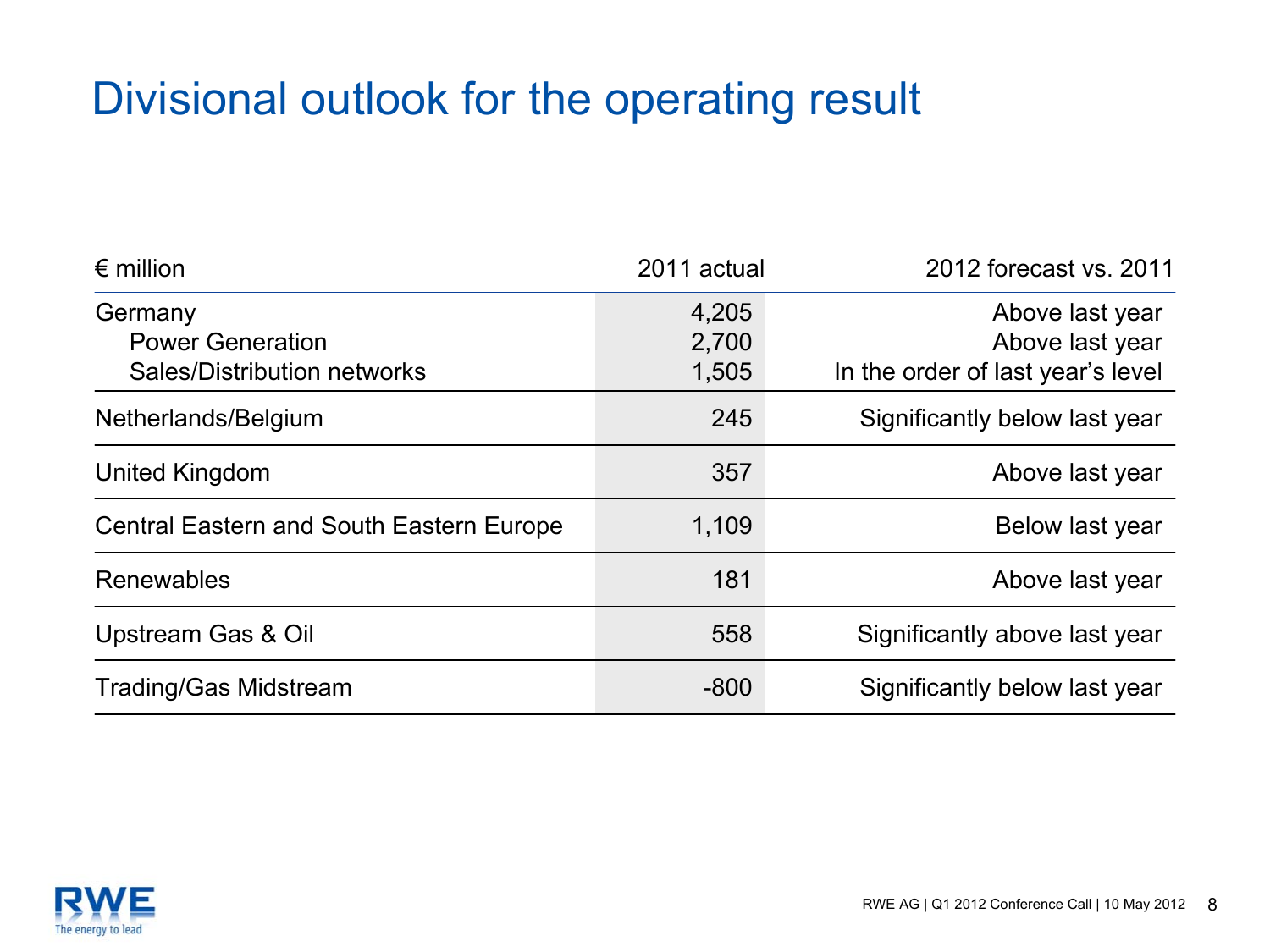# Divisional outlook for the operating result

| € million | 2011 actual | 2012 forecast vs. 2011 |
|---|---|---|
| Germany | 4,205 | Above last year |
| Power Generation | 2,700 | Above last year |
| Sales/Distribution networks | 1,505 | In the order of last year's level |
| Netherlands/Belgium | 245 | Significantly below last year |
| United Kingdom | 357 | Above last year |
| Central Eastern and South Eastern Europe | 1,109 | Below last year |
| Renewables | 181 | Above last year |
| Upstream Gas & Oil | 558 | Significantly above last year |
| Trading/Gas Midstream | -800 | Significantly below last year |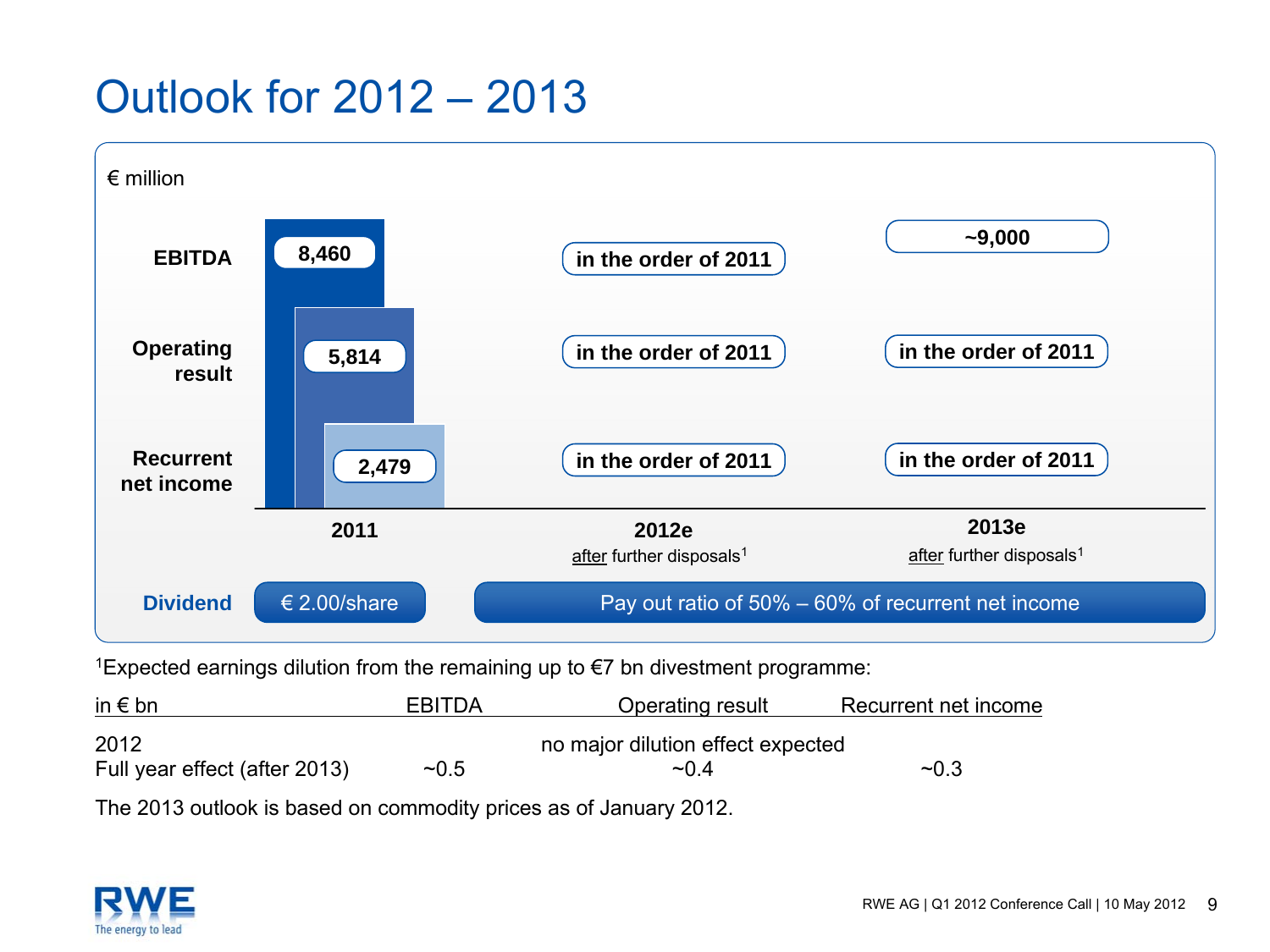# Outlook for 2012 – 2013

€ million

| | 2011 | 2012e after further disposals[1] | 2013e after further disposals[1] |
|---|---|---|---|
| EBITDA | 8,460 | in the order of 2011 | ~9,000 |
| Operating result | 5,814 | in the order of 2011 | in the order of 2011 |
| Recurrent net income | 2,479 | in the order of 2011 | in the order of 2011 |
| **Dividend** | € 2.00/share | Pay out ratio of 50% – 60% of recurrent net income | |

[1]Expected earnings dilution from the remaining up to €7 bn divestment programme:

| in € bn | EBITDA | Operating result | Recurrent net income |
|---|---|---|---|
| 2012 | | no major dilution effect expected | |
| Full year effect (after 2013) | ~0.5 | ~0.4 | ~0.3 |

The 2013 outlook is based on commodity prices as of January 2012.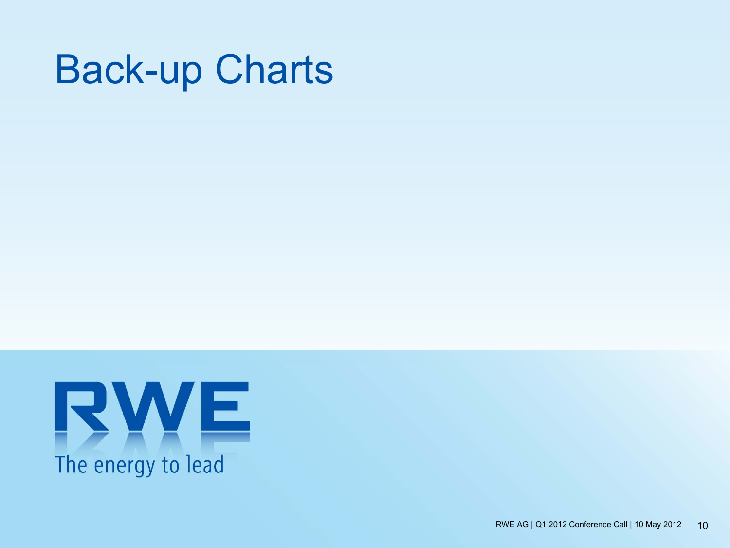# Back-up Charts

RWE

The energy to lead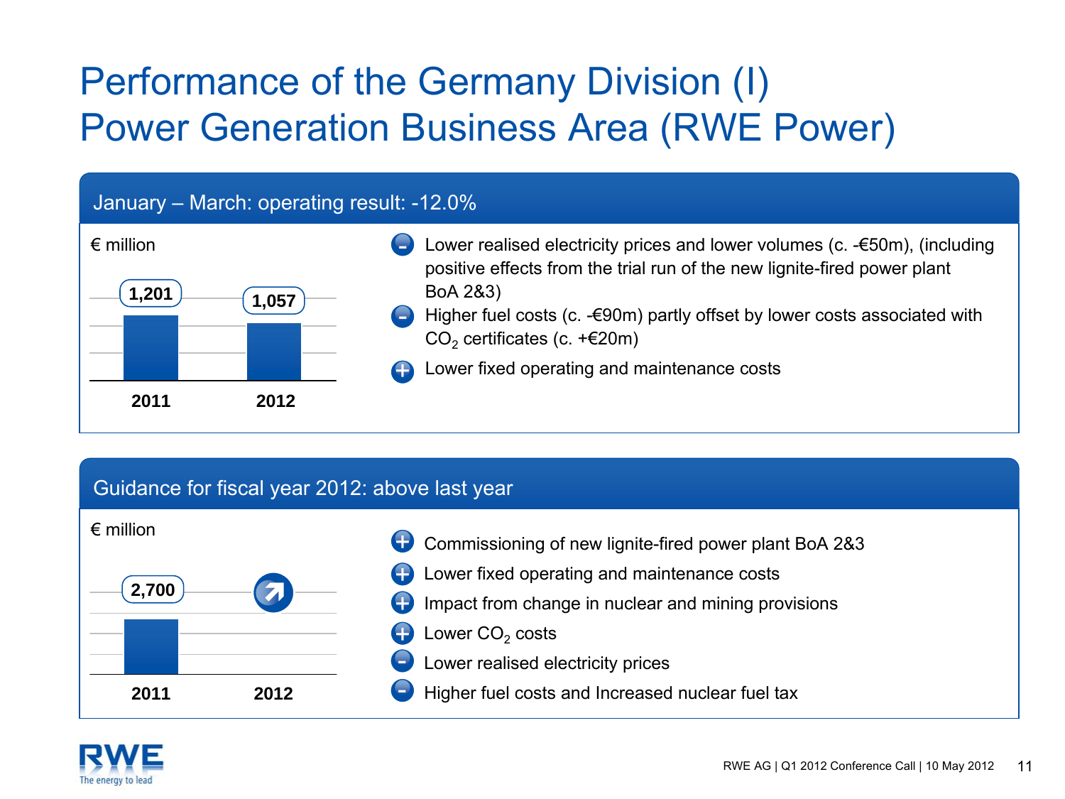# Performance of the Germany Division (I)
# Power Generation Business Area (RWE Power)

## January – March: operating result: -12.0%

€ million

1,201
1,057
2011
2012

- − Lower realised electricity prices and lower volumes (c. -€50m), (including positive effects from the trial run of the new lignite-fired power plant BoA 2&3)
- − Higher fuel costs (c. -€90m) partly offset by lower costs associated with $CO_2$ certificates (c. +€20m)
- + Lower fixed operating and maintenance costs

## Guidance for fiscal year 2012: above last year

€ million

2,700
2011
2012

- + Commissioning of new lignite-fired power plant BoA 2&3
- + Lower fixed operating and maintenance costs
- + Impact from change in nuclear and mining provisions
- + Lower $CO_2$ costs
- − Lower realised electricity prices
- − Higher fuel costs and Increased nuclear fuel tax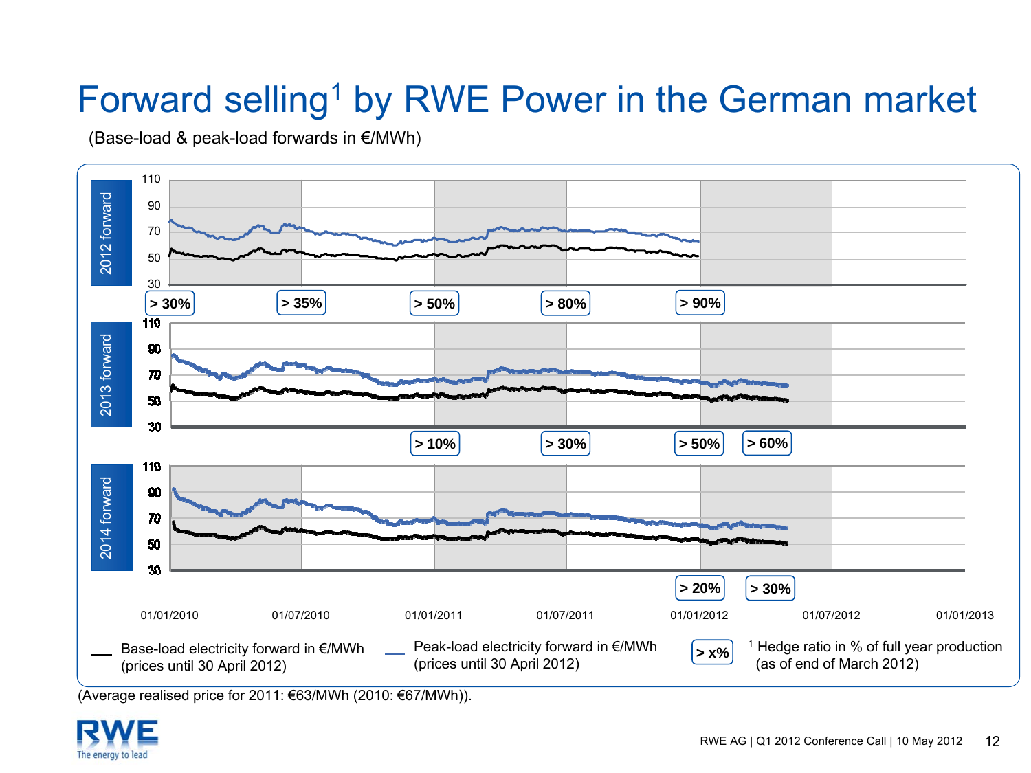# Forward selling[1] by RWE Power in the German market

(Base-load & peak-load forwards in €/MWh)

2012 forward

110
90
70
50
30

> 30%  > 35%  > 50%  > 80%  > 90%

2013 forward

110
90
70
50
30

> 10%  > 30%  > 50%  > 60%

2014 forward

110
90
70
50
30

> 20%  > 30%

01/01/2010  01/07/2010  01/01/2011  01/07/2011  01/01/2012  01/07/2012  01/01/2013

Base-load electricity forward in €/MWh (prices until 30 April 2012)

Peak-load electricity forward in €/MWh (prices until 30 April 2012)

> x%  [1] Hedge ratio in % of full year production (as of end of March 2012)

(Average realised price for 2011: €63/MWh (2010: €67/MWh)).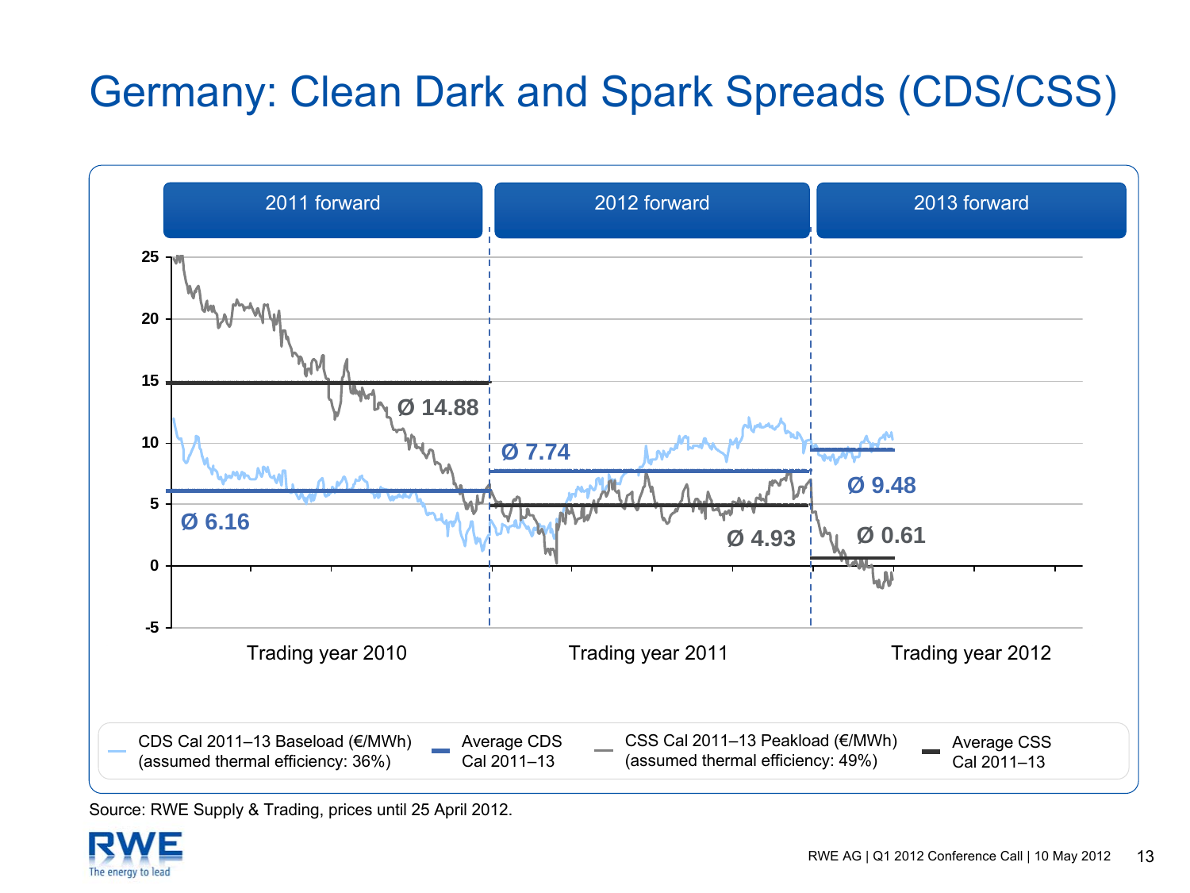# Germany: Clean Dark and Spark Spreads (CDS/CSS)

2011 forward

2012 forward

2013 forward

25

20

15

10

5

0

-5

Ø 14.88

Ø 6.16

Ø 7.74

Ø 4.93

Ø 9.48

Ø 0.61

Trading year 2010

Trading year 2011

Trading year 2012

CDS Cal 2011–13 Baseload (€/MWh) (assumed thermal efficiency: 36%)

Average CDS Cal 2011–13

CSS Cal 2011–13 Peakload (€/MWh) (assumed thermal efficiency: 49%)

Average CSS Cal 2011–13

Source: RWE Supply & Trading, prices until 25 April 2012.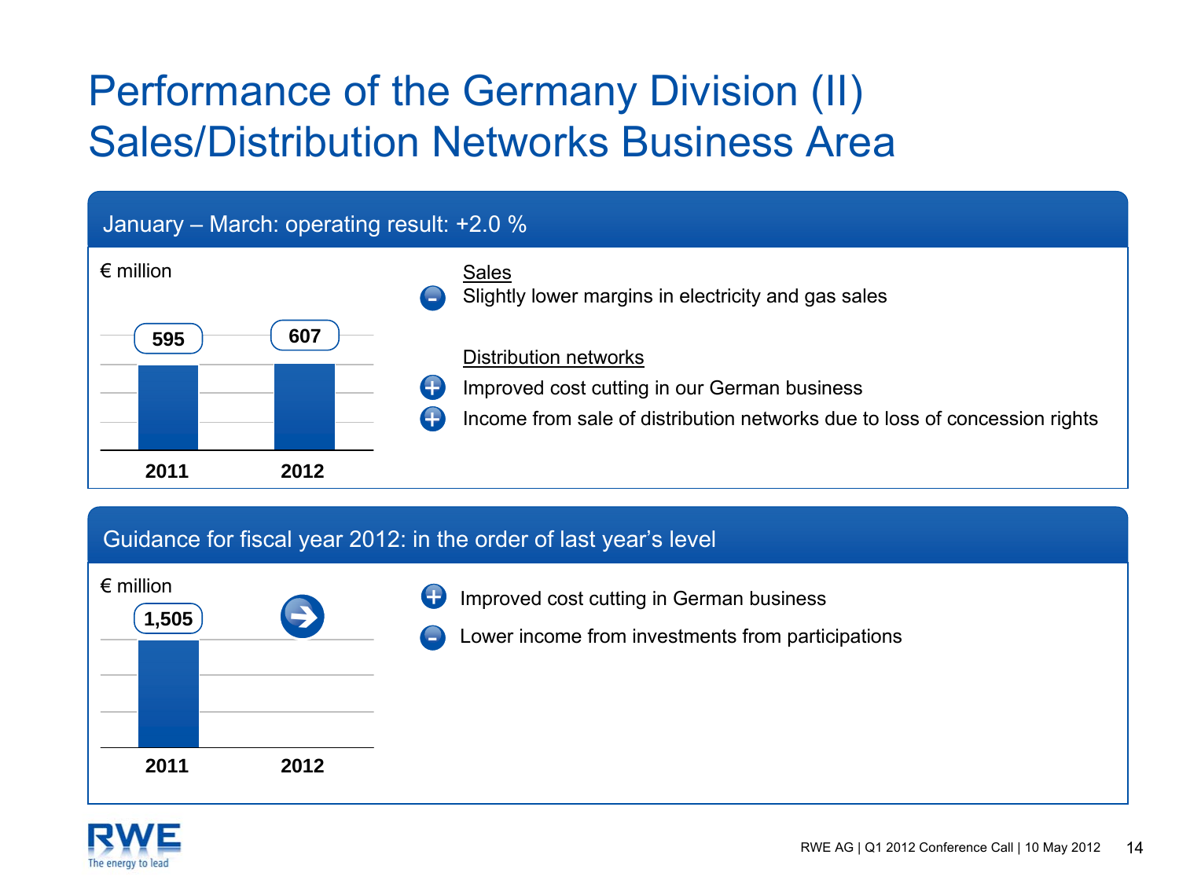# Performance of the Germany Division (II)
# Sales/Distribution Networks Business Area

## January – March: operating result: +2.0 %

€ million

595

607

2011

2012

Sales

- Slightly lower margins in electricity and gas sales

Distribution networks

+ Improved cost cutting in our German business
+ Income from sale of distribution networks due to loss of concession rights

## Guidance for fiscal year 2012: in the order of last year's level

€ million

1,505

2011

2012

+ Improved cost cutting in German business
- Lower income from investments from participations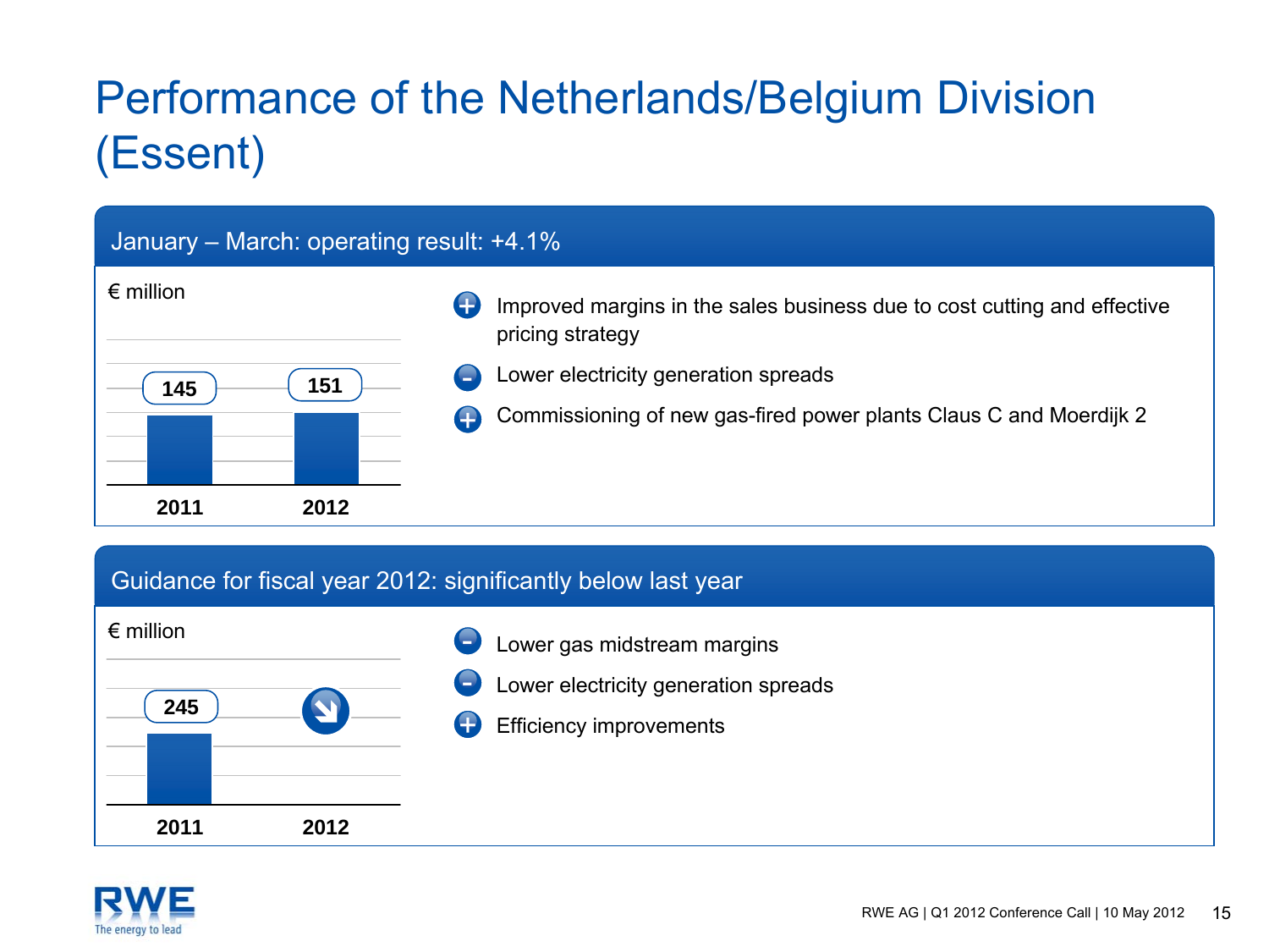# Performance of the Netherlands/Belgium Division (Essent)

## January – March: operating result: +4.1%

€ million

145
151
2011
2012

- (+) Improved margins in the sales business due to cost cutting and effective pricing strategy
- (–) Lower electricity generation spreads
- (+) Commissioning of new gas-fired power plants Claus C and Moerdijk 2

## Guidance for fiscal year 2012: significantly below last year

€ million

245
2011
2012

- (–) Lower gas midstream margins
- (–) Lower electricity generation spreads
- (+) Efficiency improvements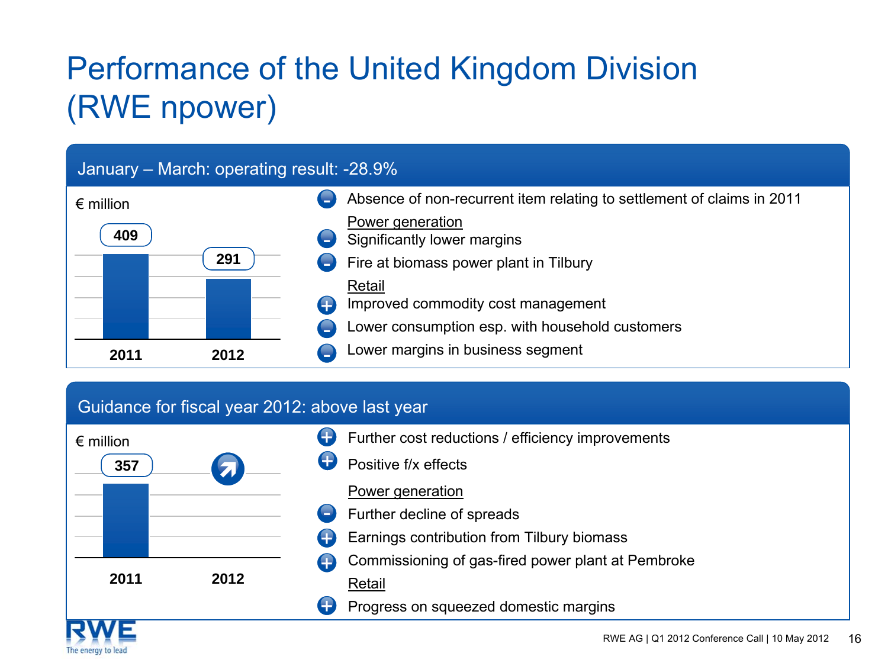# Performance of the United Kingdom Division (RWE npower)

## January – March: operating result: -28.9%

€ million

409

291

2011

2012

- (−) Absence of non-recurrent item relating to settlement of claims in 2011

Power generation

- (−) Significantly lower margins
- (−) Fire at biomass power plant in Tilbury

Retail

- (+) Improved commodity cost management
- (−) Lower consumption esp. with household customers
- (−) Lower margins in business segment

## Guidance for fiscal year 2012: above last year

€ million

357

2011

2012

- (+) Further cost reductions / efficiency improvements
- (+) Positive f/x effects

Power generation

- (−) Further decline of spreads
- (+) Earnings contribution from Tilbury biomass
- (+) Commissioning of gas-fired power plant at Pembroke

Retail

- (+) Progress on squeezed domestic margins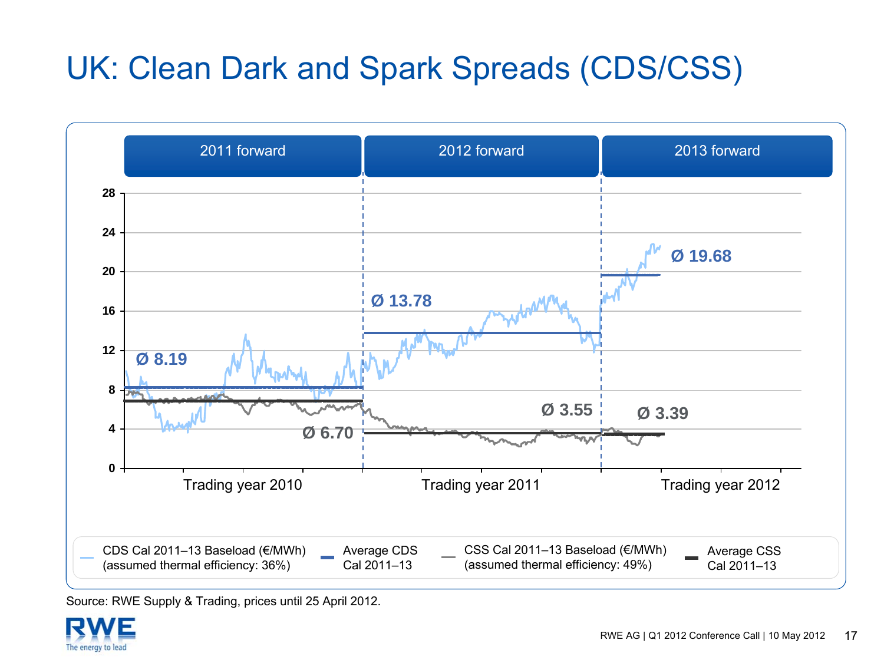# UK: Clean Dark and Spark Spreads (CDS/CSS)

2011 forward

2012 forward

2013 forward

28

24

20

16

12

8

4

0

Ø 8.19

Ø 6.70

Ø 13.78

Ø 3.55

Ø 19.68

Ø 3.39

Trading year 2010

Trading year 2011

Trading year 2012

CDS Cal 2011–13 Baseload (€/MWh) (assumed thermal efficiency: 36%)

Average CDS Cal 2011–13

CSS Cal 2011–13 Baseload (€/MWh) (assumed thermal efficiency: 49%)

Average CSS Cal 2011–13

Source: RWE Supply & Trading, prices until 25 April 2012.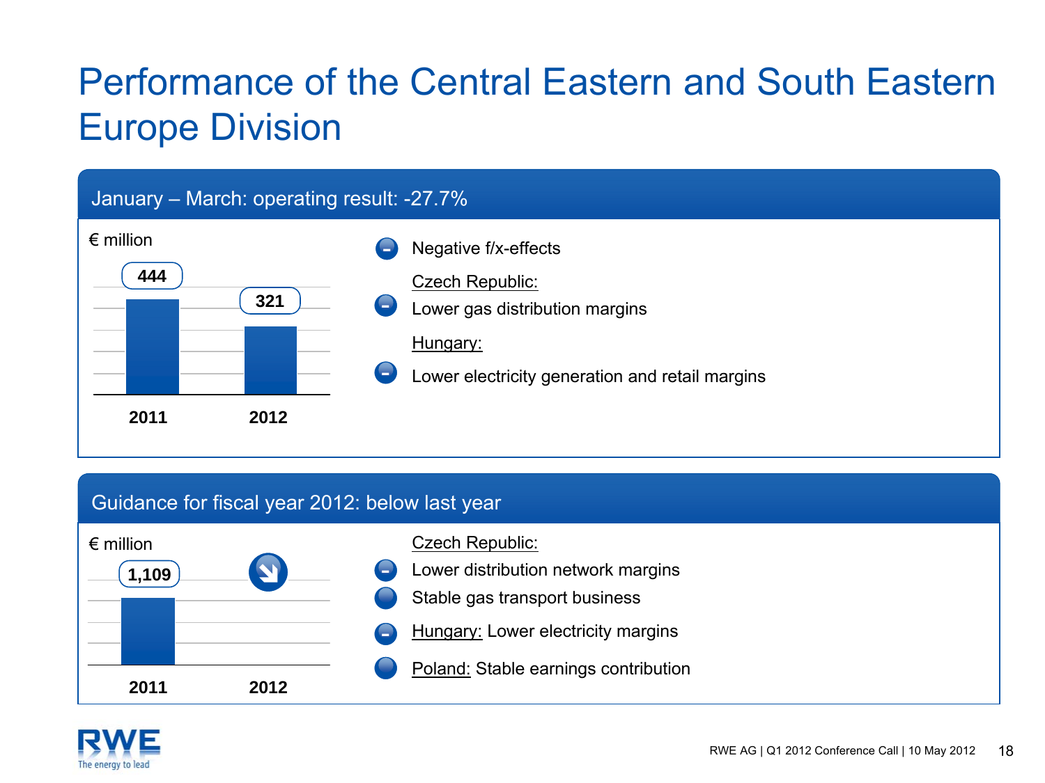# Performance of the Central Eastern and South Eastern Europe Division

## January – March: operating result: -27.7%

€ million

444

321

2011

2012

- Negative f/x-effects

Czech Republic:

- Lower gas distribution margins

Hungary:

- Lower electricity generation and retail margins

## Guidance for fiscal year 2012: below last year

€ million

1,109

2011

2012

Czech Republic:

- Lower distribution network margins
- Stable gas transport business
- Hungary: Lower electricity margins
- Poland: Stable earnings contribution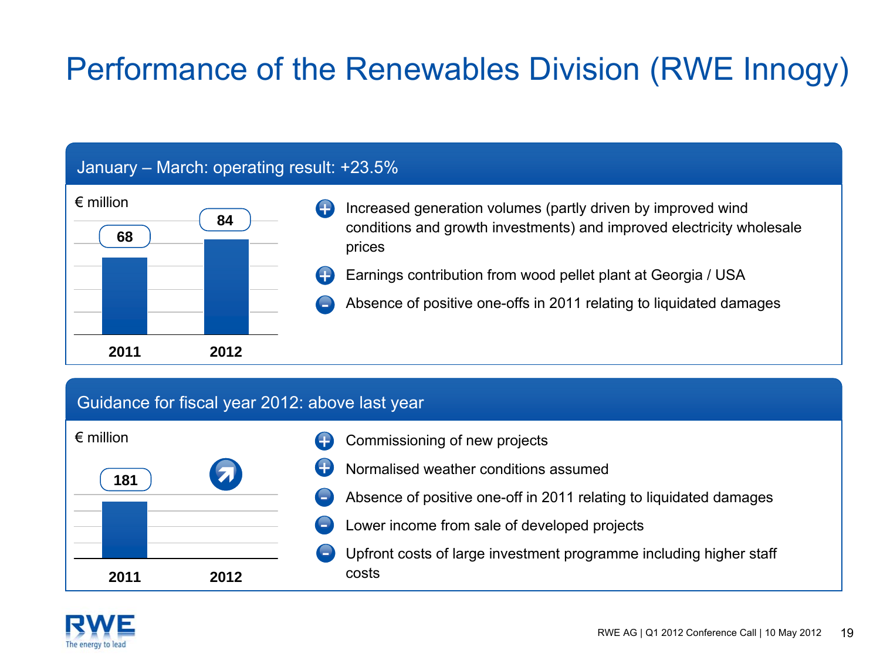# Performance of the Renewables Division (RWE Innogy)

## January – March: operating result: +23.5%

€ million

68

84

2011

2012

- (+) Increased generation volumes (partly driven by improved wind conditions and growth investments) and improved electricity wholesale prices
- (+) Earnings contribution from wood pellet plant at Georgia / USA
- (-) Absence of positive one-offs in 2011 relating to liquidated damages

## Guidance for fiscal year 2012: above last year

€ million

181

2011

2012

- (+) Commissioning of new projects
- (+) Normalised weather conditions assumed
- (-) Absence of positive one-off in 2011 relating to liquidated damages
- (-) Lower income from sale of developed projects
- (-) Upfront costs of large investment programme including higher staff costs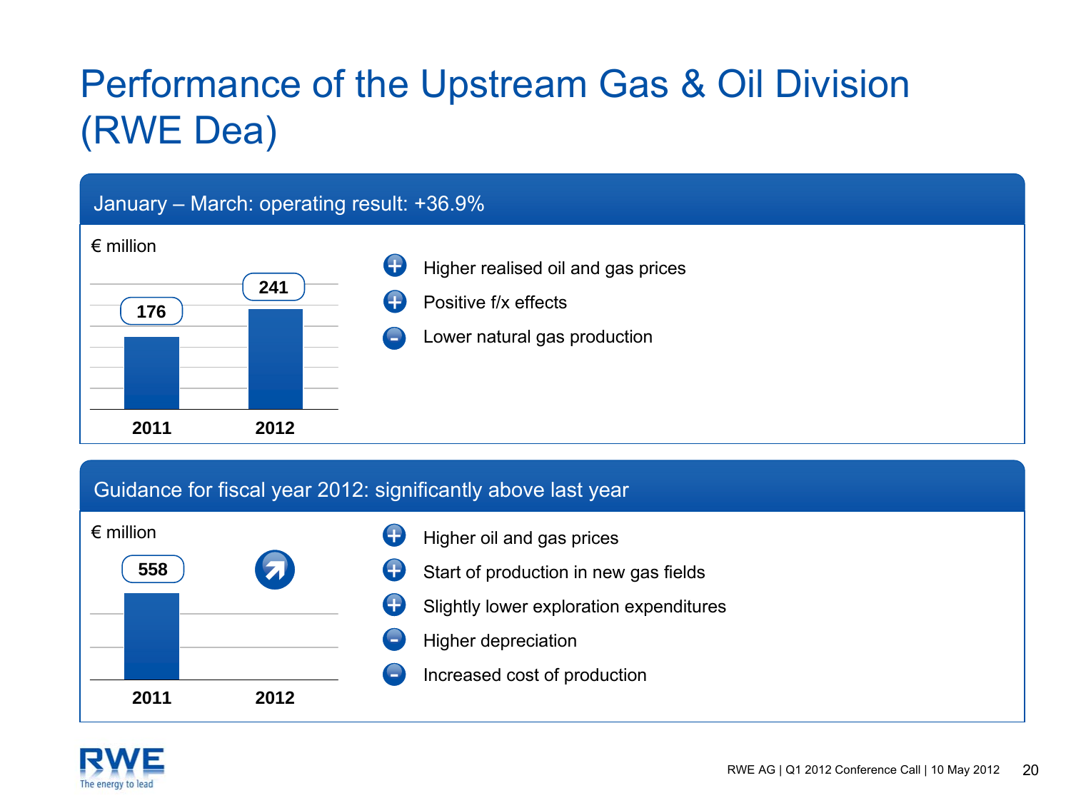# Performance of the Upstream Gas & Oil Division (RWE Dea)

## January – March: operating result: +36.9%

€ million

176

241

2011

2012

- + Higher realised oil and gas prices
- + Positive f/x effects
- − Lower natural gas production

## Guidance for fiscal year 2012: significantly above last year

€ million

558

2011

2012

- + Higher oil and gas prices
- + Start of production in new gas fields
- + Slightly lower exploration expenditures
- − Higher depreciation
- − Increased cost of production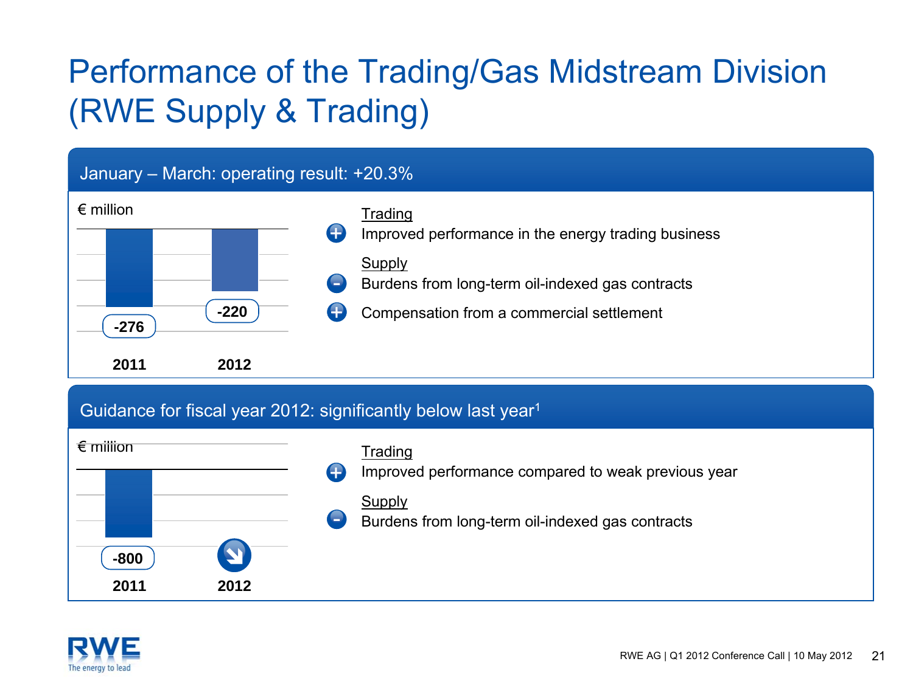# Performance of the Trading/Gas Midstream Division (RWE Supply & Trading)

## January – March: operating result: +20.3%

€ million

-276

-220

2011

2012

Trading

- (+) Improved performance in the energy trading business

Supply

- (-) Burdens from long-term oil-indexed gas contracts
- (+) Compensation from a commercial settlement

## Guidance for fiscal year 2012: significantly below last year[1]

€ million

-800

2011

2012

Trading

- (+) Improved performance compared to weak previous year

Supply

- (-) Burdens from long-term oil-indexed gas contracts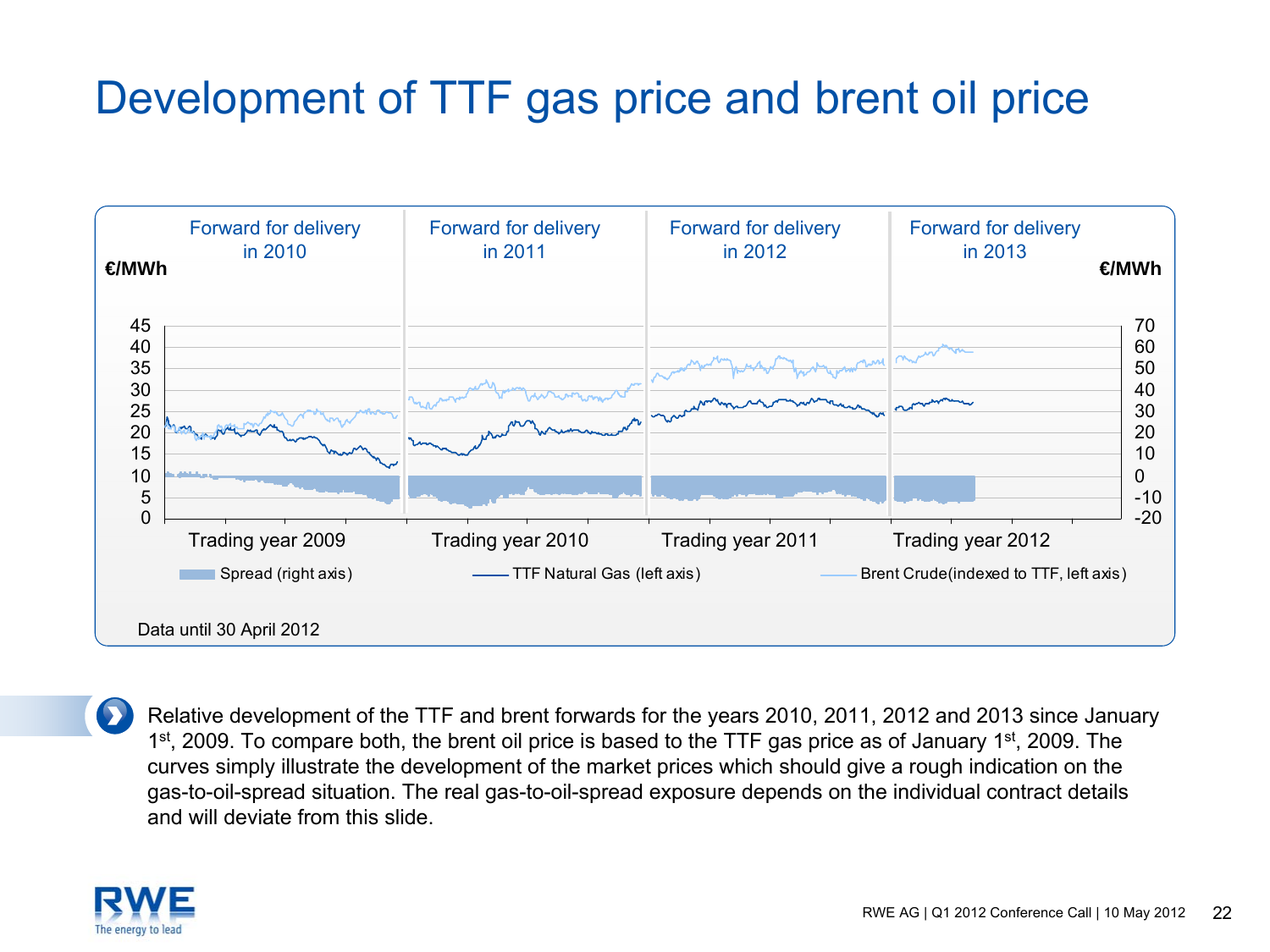# Development of TTF gas price and brent oil price

Forward for delivery in 2010

Forward for delivery in 2011

Forward for delivery in 2012

Forward for delivery in 2013

€/MWh

€/MWh

45
40
35
30
25
20
15
10
5
0

70
60
50
40
30
20
10
0
-10
-20

Trading year 2009

Trading year 2010

Trading year 2011

Trading year 2012

Spread (right axis)

TTF Natural Gas (left axis)

Brent Crude(indexed to TTF, left axis)

Data until 30 April 2012

Relative development of the TTF and brent forwards for the years 2010, 2011, 2012 and 2013 since January 1st, 2009. To compare both, the brent oil price is based to the TTF gas price as of January 1st, 2009. The curves simply illustrate the development of the market prices which should give a rough indication on the gas-to-oil-spread situation. The real gas-to-oil-spread exposure depends on the individual contract details and will deviate from this slide.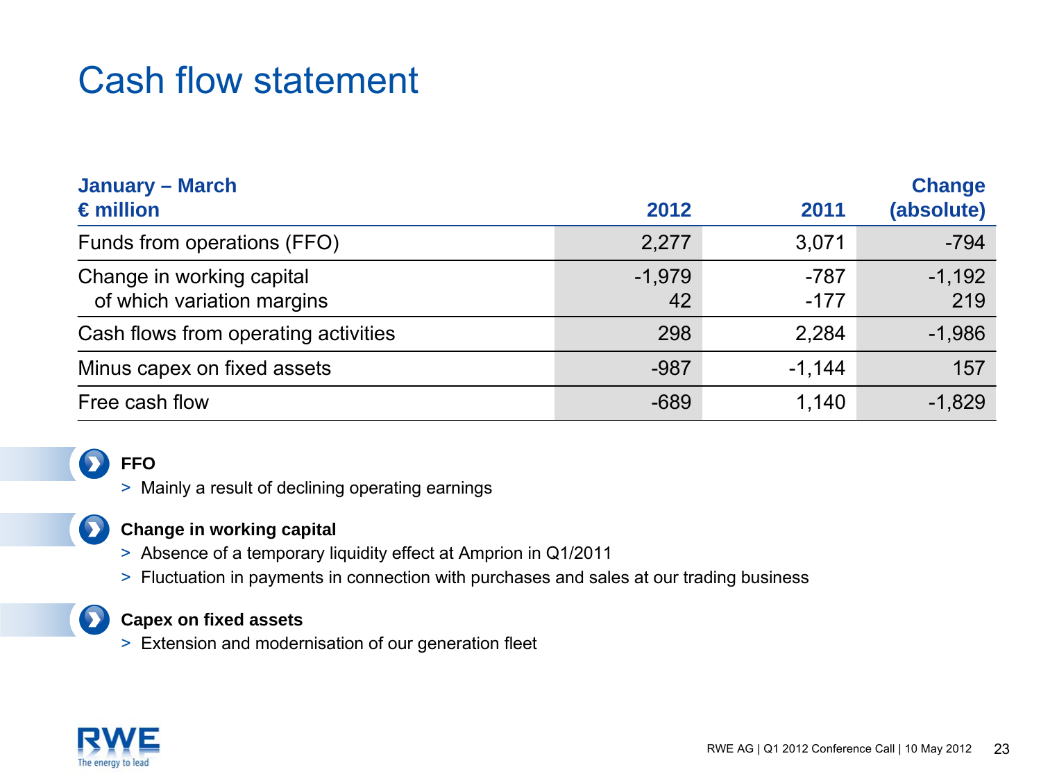# Cash flow statement

| January – March<br>€ million | 2012 | 2011 | Change (absolute) |
|---|---|---|---|
| Funds from operations (FFO) | 2,277 | 3,071 | -794 |
| Change in working capital | -1,979 | -787 | -1,192 |
| of which variation margins | 42 | -177 | 219 |
| Cash flows from operating activities | 298 | 2,284 | -1,986 |
| Minus capex on fixed assets | -987 | -1,144 | 157 |
| Free cash flow | -689 | 1,140 | -1,829 |

**FFO**

> Mainly a result of declining operating earnings

**Change in working capital**

> Absence of a temporary liquidity effect at Amprion in Q1/2011

> Fluctuation in payments in connection with purchases and sales at our trading business

**Capex on fixed assets**

> Extension and modernisation of our generation fleet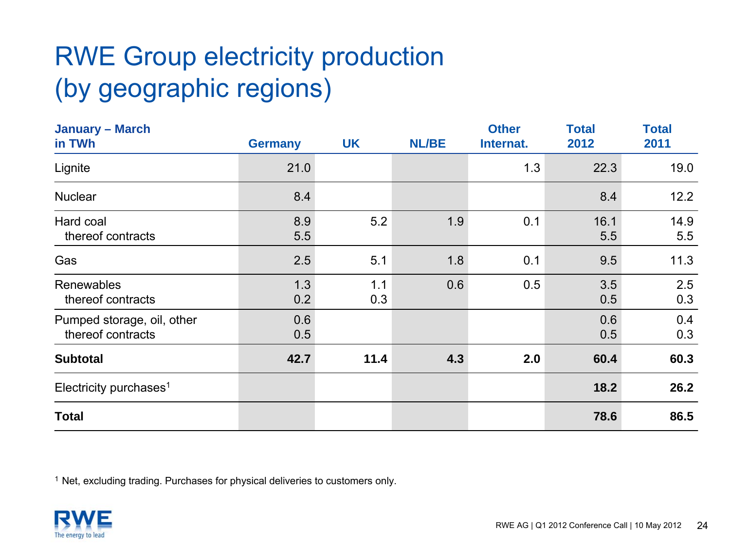# RWE Group electricity production (by geographic regions)

| January – March in TWh | Germany | UK | NL/BE | Other Internat. | Total 2012 | Total 2011 |
|---|---|---|---|---|---|---|
| Lignite | 21.0 | | | 1.3 | 22.3 | 19.0 |
| Nuclear | 8.4 | | | | 8.4 | 12.2 |
| Hard coal | 8.9 | 5.2 | 1.9 | 0.1 | 16.1 | 14.9 |
| thereof contracts | 5.5 | | | | 5.5 | 5.5 |
| Gas | 2.5 | 5.1 | 1.8 | 0.1 | 9.5 | 11.3 |
| Renewables | 1.3 | 1.1 | 0.6 | 0.5 | 3.5 | 2.5 |
| thereof contracts | 0.2 | 0.3 | | | 0.5 | 0.3 |
| Pumped storage, oil, other | 0.6 | | | | 0.6 | 0.4 |
| thereof contracts | 0.5 | | | | 0.5 | 0.3 |
| **Subtotal** | **42.7** | **11.4** | **4.3** | **2.0** | **60.4** | **60.3** |
| Electricity purchases[1] | | | | | **18.2** | **26.2** |
| **Total** | | | | | **78.6** | **86.5** |

[1] Net, excluding trading. Purchases for physical deliveries to customers only.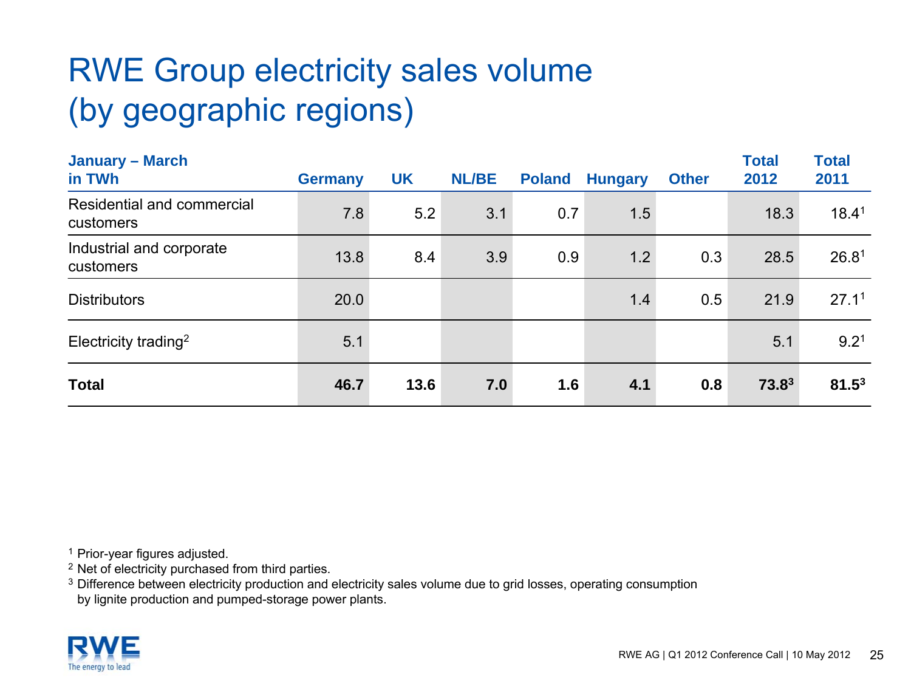# RWE Group electricity sales volume (by geographic regions)

| January – March in TWh | Germany | UK | NL/BE | Poland | Hungary | Other | Total 2012 | Total 2011 |
|---|---|---|---|---|---|---|---|---|
| Residential and commercial customers | 7.8 | 5.2 | 3.1 | 0.7 | 1.5 | | 18.3 | 18.4[1] |
| Industrial and corporate customers | 13.8 | 8.4 | 3.9 | 0.9 | 1.2 | 0.3 | 28.5 | 26.8[1] |
| Distributors | 20.0 | | | | 1.4 | 0.5 | 21.9 | 27.1[1] |
| Electricity trading[2] | 5.1 | | | | | | 5.1 | 9.2[1] |
| **Total** | **46.7** | **13.6** | **7.0** | **1.6** | **4.1** | **0.8** | **73.8[3]** | **81.5[3]** |

[1] Prior-year figures adjusted.
[2] Net of electricity purchased from third parties.
[3] Difference between electricity production and electricity sales volume due to grid losses, operating consumption by lignite production and pumped-storage power plants.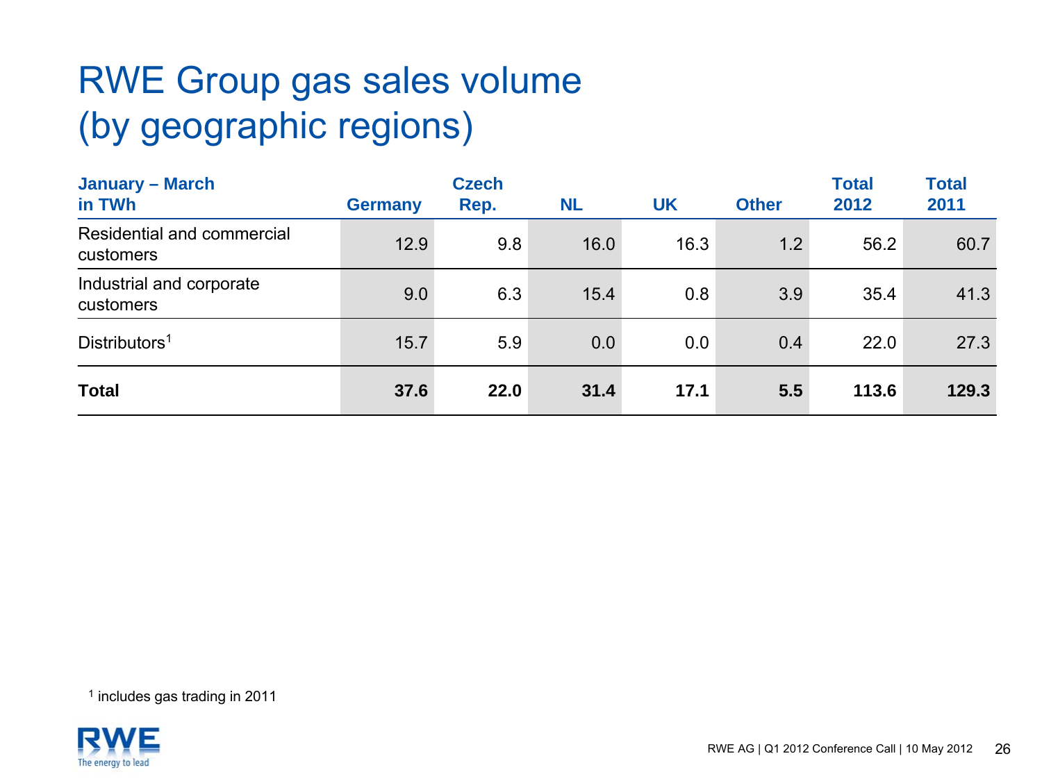# RWE Group gas sales volume (by geographic regions)

| January – March in TWh | Germany | Czech Rep. | NL | UK | Other | Total 2012 | Total 2011 |
|---|---|---|---|---|---|---|---|
| Residential and commercial customers | 12.9 | 9.8 | 16.0 | 16.3 | 1.2 | 56.2 | 60.7 |
| Industrial and corporate customers | 9.0 | 6.3 | 15.4 | 0.8 | 3.9 | 35.4 | 41.3 |
| Distributors[1] | 15.7 | 5.9 | 0.0 | 0.0 | 0.4 | 22.0 | 27.3 |
| **Total** | **37.6** | **22.0** | **31.4** | **17.1** | **5.5** | **113.6** | **129.3** |

[1] includes gas trading in 2011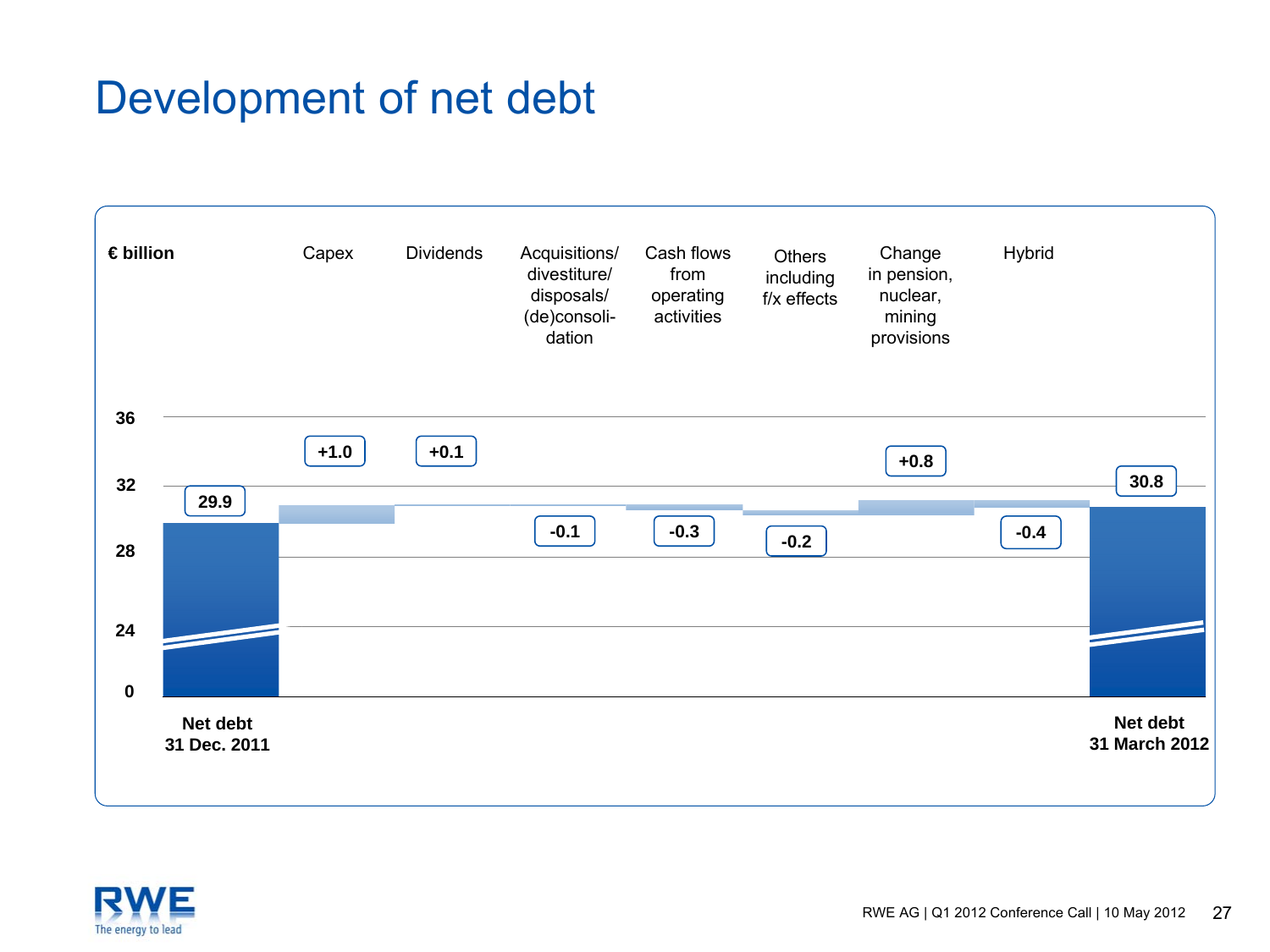# Development of net debt

€ billion

Capex

Dividends

Acquisitions/ divestiture/ disposals/ (de)consoli-dation

Cash flows from operating activities

Others including f/x effects

Change in pension, nuclear, mining provisions

Hybrid

36

32

28

24

0

29.9

+1.0

+0.1

-0.1

-0.3

-0.2

+0.8

-0.4

30.8

Net debt 31 Dec. 2011

Net debt 31 March 2012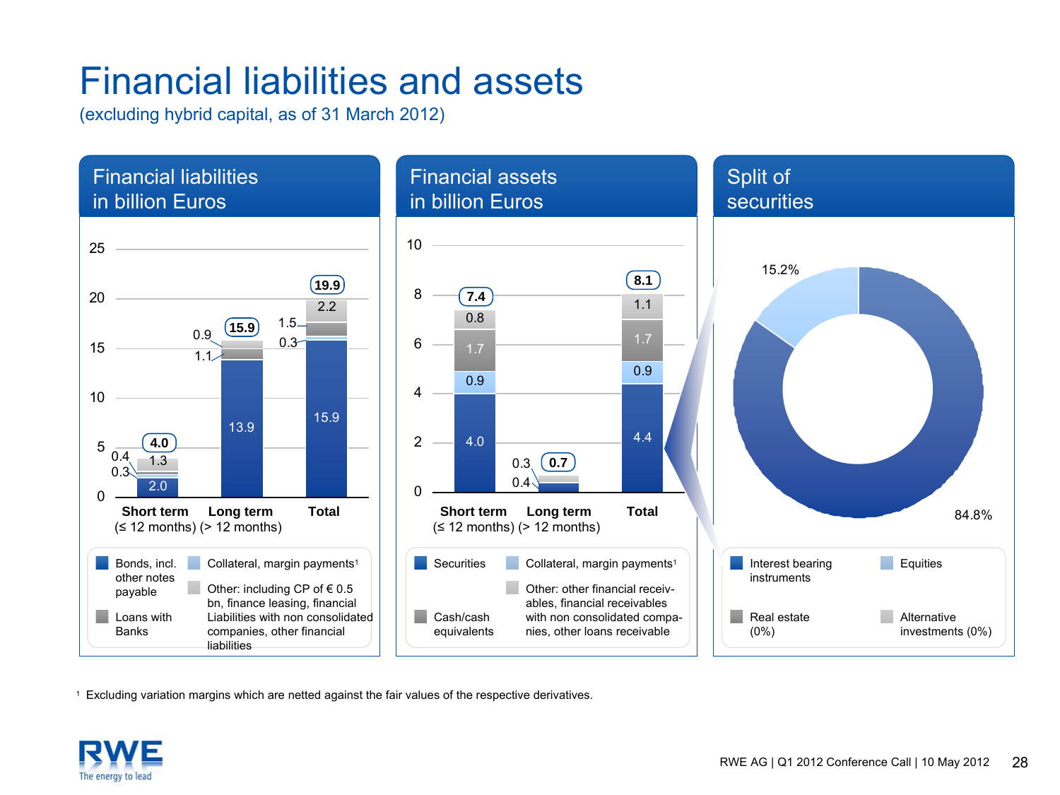# Financial liabilities and assets

(excluding hybrid capital, as of 31 March 2012)

## Financial liabilities in billion Euros

25
20
15
10
5
0

Short term (≤ 12 months): 4.0 — 2.0, 0.3, 0.4, 1.3
Long term (> 12 months): 15.9 — 13.9, 1.1, 0.9
Total: 19.9 — 15.9, 0.3, 1.5, 2.2

- Bonds, incl. other notes payable
- Collateral, margin payments[1]
- Loans with Banks
- Other: including CP of € 0.5 bn, finance leasing, financial Liabilities with non consolidated companies, other financial liabilities

## Financial assets in billion Euros

10
8
6
4
2
0

Short term (≤ 12 months): 7.4 — 4.0, 0.9, 1.7, 0.8
Long term (> 12 months): 0.7 — 0.4, 0.3
Total: 8.1 — 4.4, 0.9, 1.7, 1.1

- Securities
- Collateral, margin payments[1]
- Cash/cash equivalents
- Other: other financial receivables, financial receivables with non consolidated companies, other loans receivable

## Split of securities

15.2%
84.8%

- Interest bearing instruments
- Equities
- Real estate (0%)
- Alternative investments (0%)

[1] Excluding variation margins which are netted against the fair values of the respective derivatives.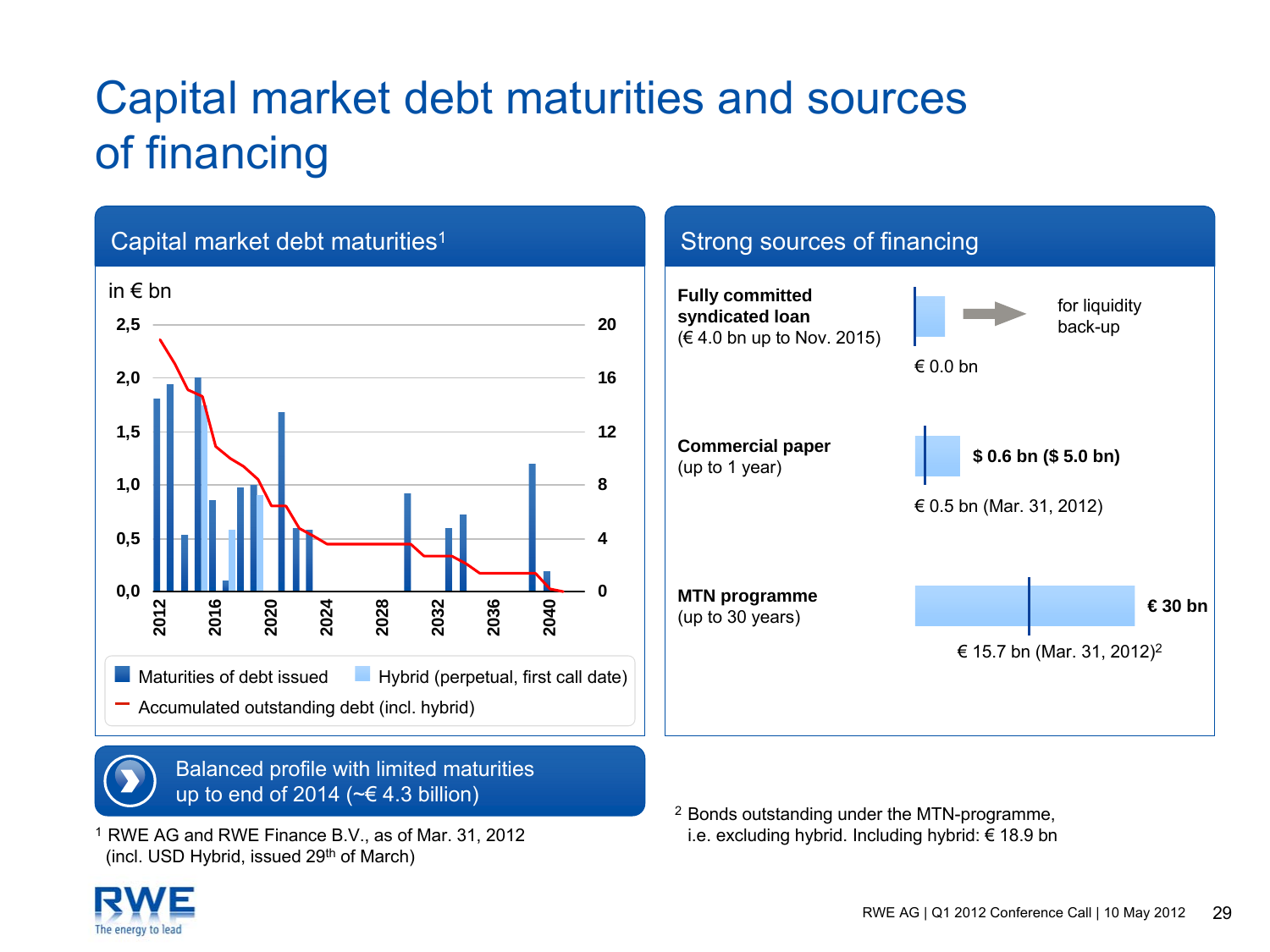# Capital market debt maturities and sources of financing

## Capital market debt maturities[1]

in € bn

2,5
2,0
1,5
1,0
0,5
0,0

20
16
12
8
4
0

2012
2016
2020
2024
2028
2032
2036
2040

Maturities of debt issued
Hybrid (perpetual, first call date)
Accumulated outstanding debt (incl. hybrid)

Balanced profile with limited maturities up to end of 2014 (~€ 4.3 billion)

[1] RWE AG and RWE Finance B.V., as of Mar. 31, 2012 (incl. USD Hybrid, issued 29th of March)

## Strong sources of financing

**Fully committed syndicated loan**
(€ 4.0 bn up to Nov. 2015)

for liquidity back-up

€ 0.0 bn

**Commercial paper**
(up to 1 year)

**$ 0.6 bn ($ 5.0 bn)**

€ 0.5 bn (Mar. 31, 2012)

**MTN programme**
(up to 30 years)

**€ 30 bn**

€ 15.7 bn (Mar. 31, 2012)[2]

[2] Bonds outstanding under the MTN-programme, i.e. excluding hybrid. Including hybrid: € 18.9 bn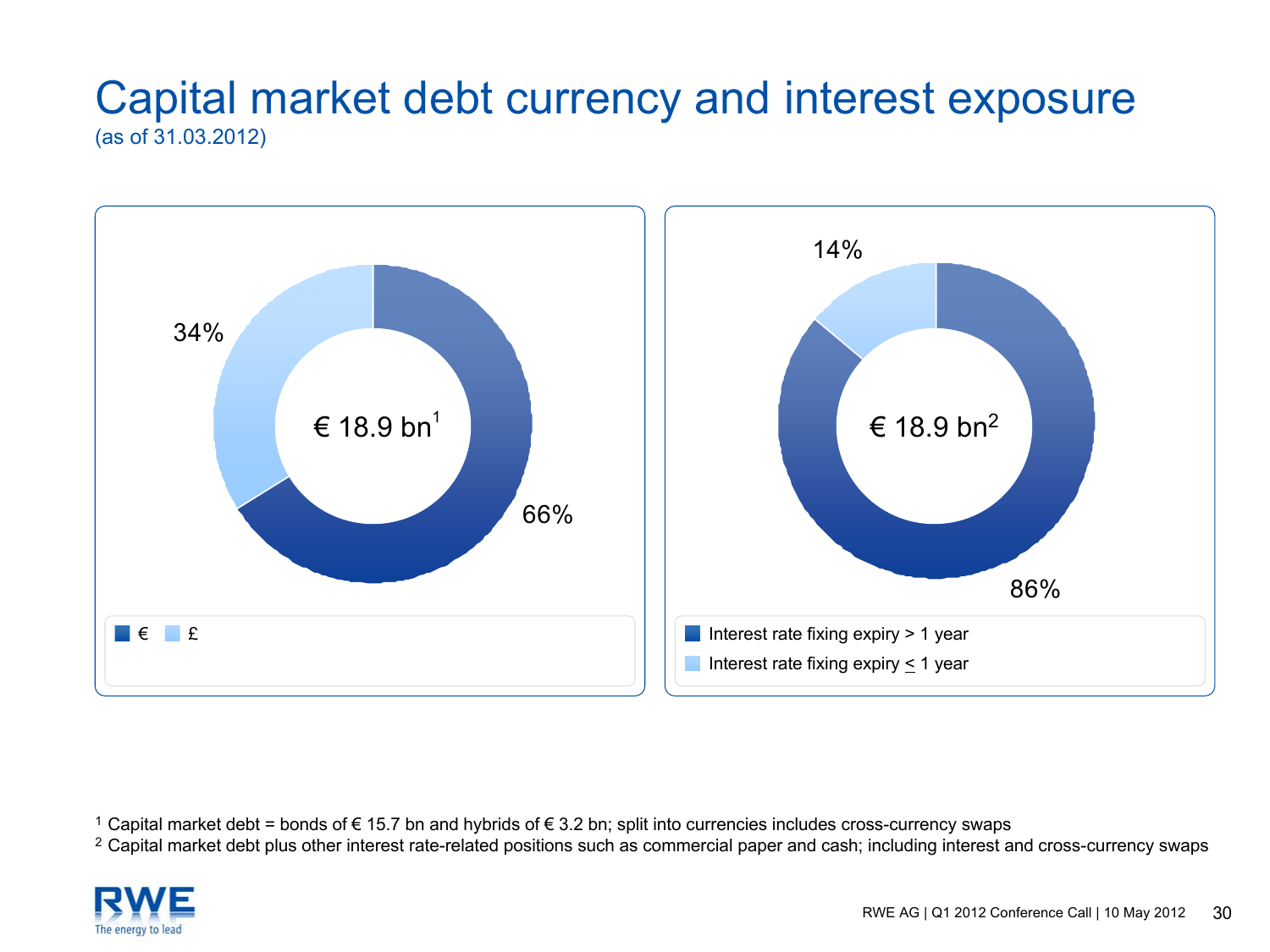# Capital market debt currency and interest exposure

(as of 31.03.2012)

34%

€ 18.9 bn[1]

66%

€ £

14%

€ 18.9 bn[2]

86%

Interest rate fixing expiry > 1 year

Interest rate fixing expiry ≤ 1 year

[1] Capital market debt = bonds of € 15.7 bn and hybrids of € 3.2 bn; split into currencies includes cross-currency swaps

[2] Capital market debt plus other interest rate-related positions such as commercial paper and cash; including interest and cross-currency swaps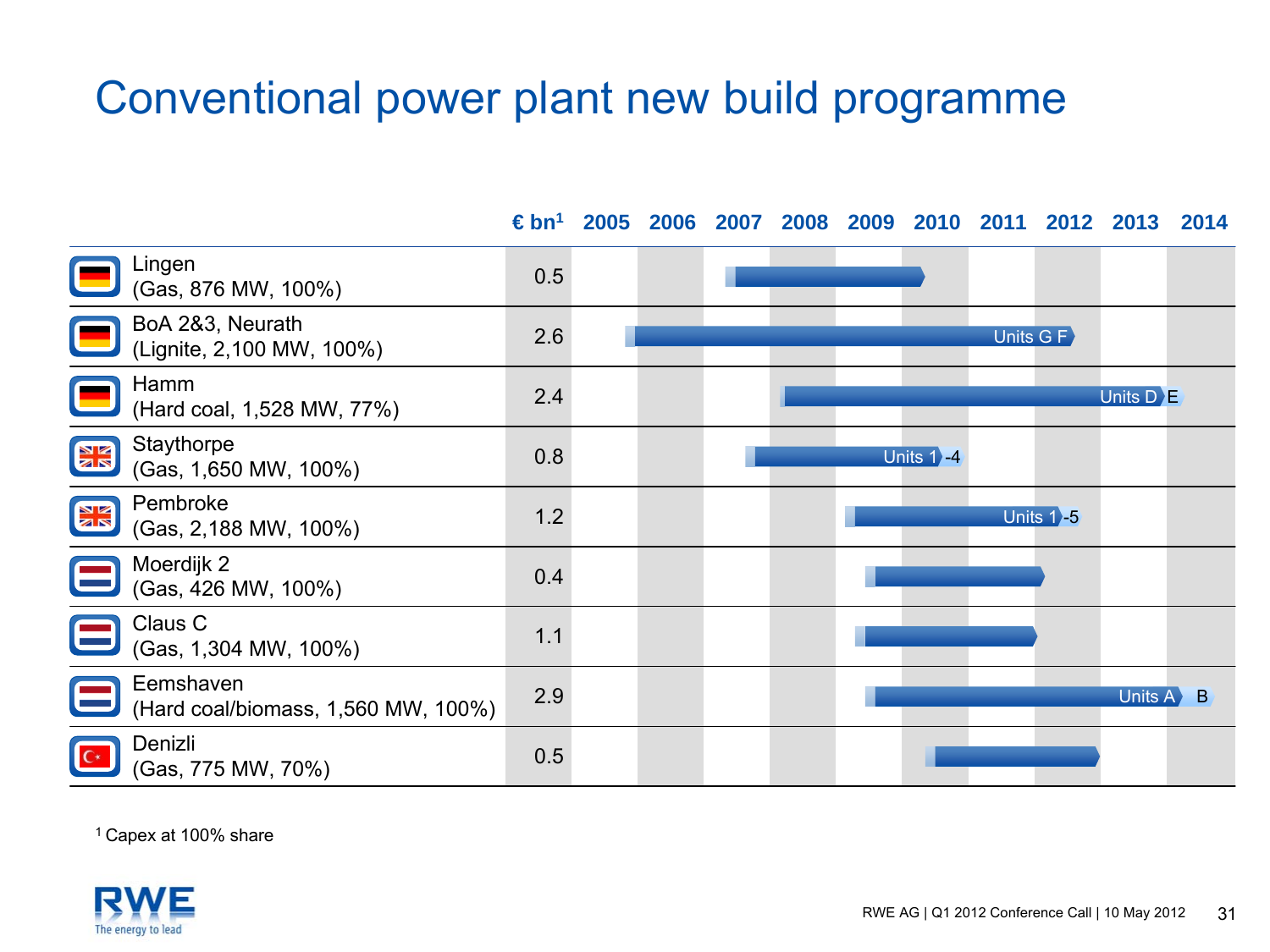# Conventional power plant new build programme

€ bn[1]

2005 2006 2007 2008 2009 2010 2011 2012 2013 2014

Lingen
(Gas, 876 MW, 100%)
0.5

BoA 2&3, Neurath
(Lignite, 2,100 MW, 100%)
2.6
Units G F

Hamm
(Hard coal, 1,528 MW, 77%)
2.4
Units D E

Staythorpe
(Gas, 1,650 MW, 100%)
0.8
Units 1 -4

Pembroke
(Gas, 2,188 MW, 100%)
1.2
Units 1 -5

Moerdijk 2
(Gas, 426 MW, 100%)
0.4

Claus C
(Gas, 1,304 MW, 100%)
1.1

Eemshaven
(Hard coal/biomass, 1,560 MW, 100%)
2.9
Units A B

Denizli
(Gas, 775 MW, 70%)
0.5

[1] Capex at 100% share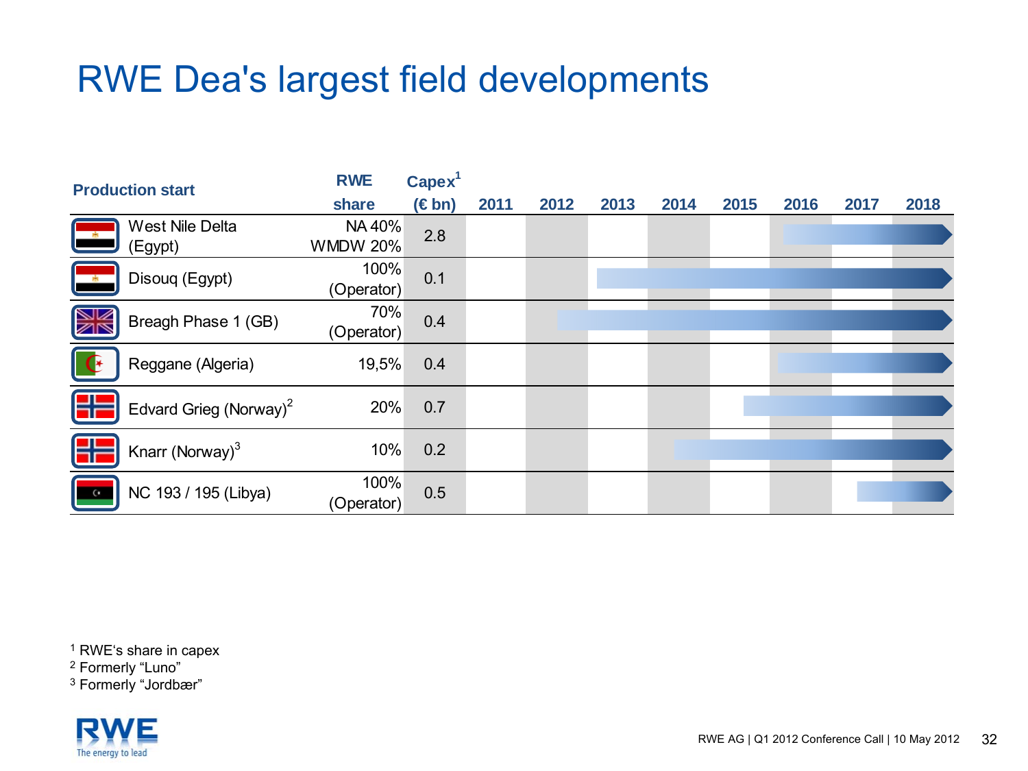# RWE Dea's largest field developments

| Production start | RWE share | Capex[1] (€ bn) |
|---|---|---|
| West Nile Delta (Egypt) | NA 40% WMDW 20% | 2.8 |
| Disouq (Egypt) | 100% (Operator) | 0.1 |
| Breagh Phase 1 (GB) | 70% (Operator) | 0.4 |
| Reggane (Algeria) | 19,5% | 0.4 |
| Edvard Grieg (Norway)[2] | 20% | 0.7 |
| Knarr (Norway)[3] | 10% | 0.2 |
| NC 193 / 195 (Libya) | 100% (Operator) | 0.5 |

2011 2012 2013 2014 2015 2016 2017 2018

[1] RWE's share in capex
[2] Formerly "Luno"
[3] Formerly "Jordbær"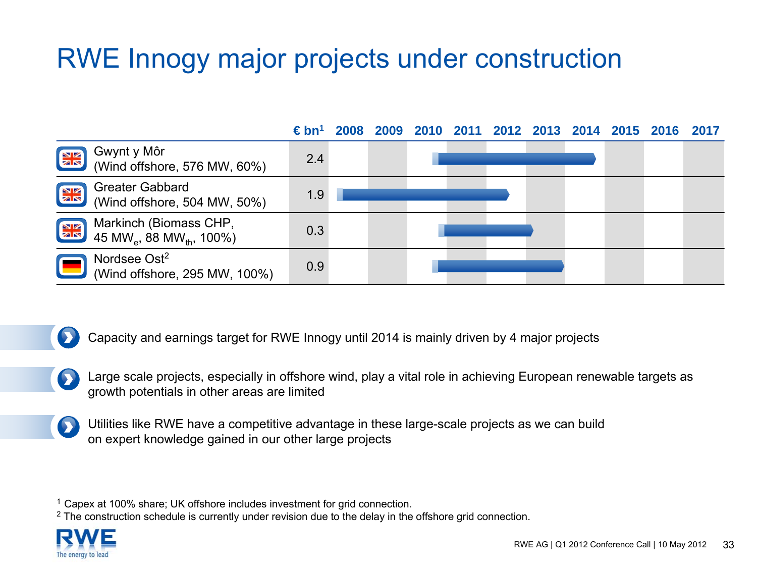# RWE Innogy major projects under construction

€ bn[1] 2008 2009 2010 2011 2012 2013 2014 2015 2016 2017

Gwynt y Môr
(Wind offshore, 576 MW, 60%)
2.4

Greater Gabbard
(Wind offshore, 504 MW, 50%)
1.9

Markinch (Biomass CHP,
45 $MW_e$, 88 $MW_{th}$, 100%)
0.3

Nordsee Ost[2]
(Wind offshore, 295 MW, 100%)
0.9

- Capacity and earnings target for RWE Innogy until 2014 is mainly driven by 4 major projects
- Large scale projects, especially in offshore wind, play a vital role in achieving European renewable targets as growth potentials in other areas are limited
- Utilities like RWE have a competitive advantage in these large-scale projects as we can build on expert knowledge gained in our other large projects

[1] Capex at 100% share; UK offshore includes investment for grid connection.
[2] The construction schedule is currently under revision due to the delay in the offshore grid connection.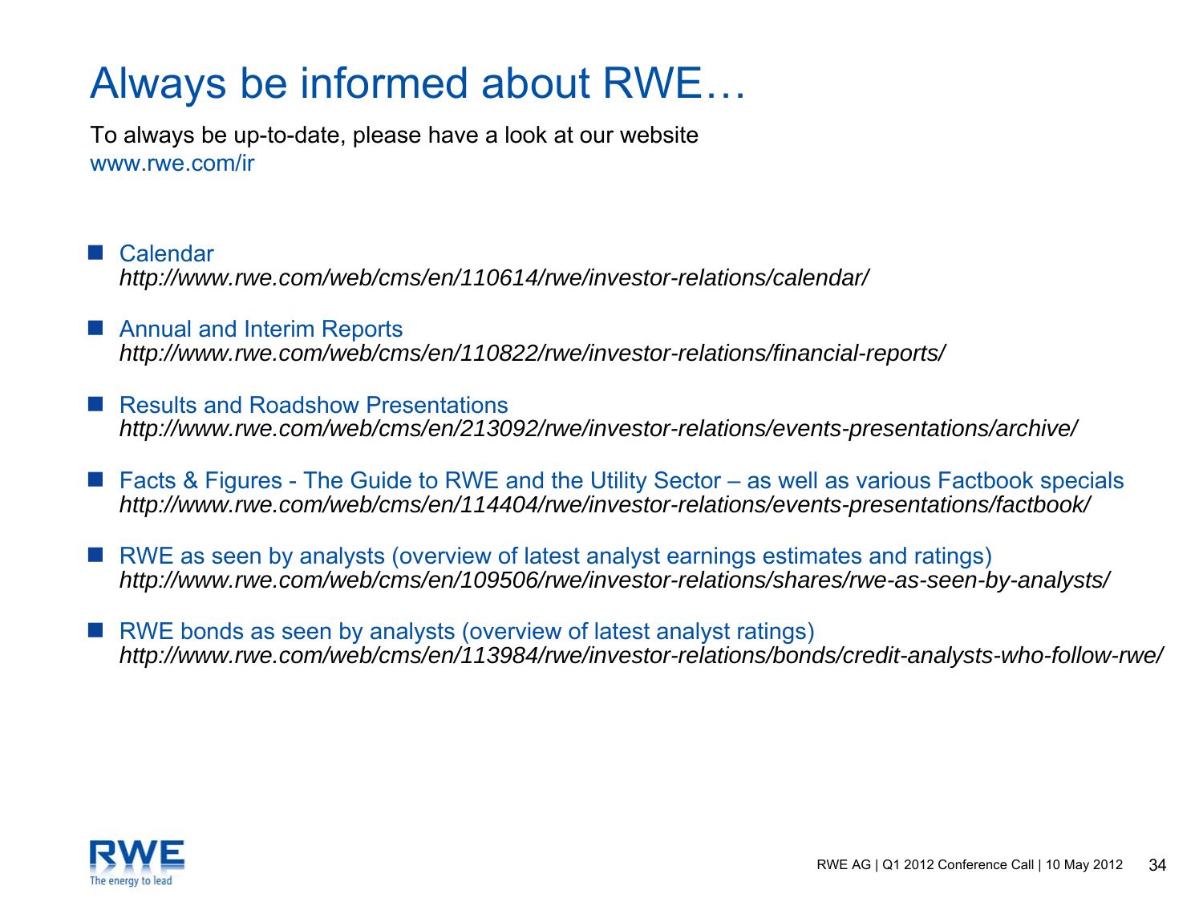# Always be informed about RWE…

To always be up-to-date, please have a look at our website
www.rwe.com/ir

- Calendar
  *http://www.rwe.com/web/cms/en/110614/rwe/investor-relations/calendar/*

- Annual and Interim Reports
  *http://www.rwe.com/web/cms/en/110822/rwe/investor-relations/financial-reports/*

- Results and Roadshow Presentations
  *http://www.rwe.com/web/cms/en/213092/rwe/investor-relations/events-presentations/archive/*

- Facts & Figures - The Guide to RWE and the Utility Sector – as well as various Factbook specials
  *http://www.rwe.com/web/cms/en/114404/rwe/investor-relations/events-presentations/factbook/*

- RWE as seen by analysts (overview of latest analyst earnings estimates and ratings)
  *http://www.rwe.com/web/cms/en/109506/rwe/investor-relations/shares/rwe-as-seen-by-analysts/*

- RWE bonds as seen by analysts (overview of latest analyst ratings)
  *http://www.rwe.com/web/cms/en/113984/rwe/investor-relations/bonds/credit-analysts-who-follow-rwe/*